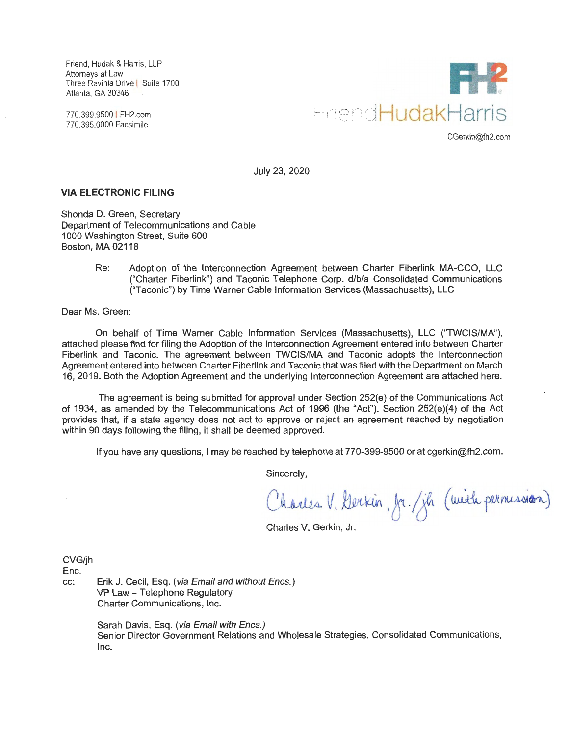Friend, Hudak & Harris, LLP
Attorneys at Law
Three Ravinia Drive | Suite 1700
Atlanta, GA 30346

770.399.9500 | FH2.com
770.395.0000 Facsimile

FriendHudakHarris

CGerkin@fh2.com

July 23, 2020

**VIA ELECTRONIC FILING**

Shonda D. Green, Secretary
Department of Telecommunications and Cable
1000 Washington Street, Suite 600
Boston, MA 02118

Re: Adoption of the Interconnection Agreement between Charter Fiberlink MA-CCO, LLC ("Charter Fiberlink") and Taconic Telephone Corp. d/b/a Consolidated Communications ("Taconic") by Time Warner Cable Information Services (Massachusetts), LLC

Dear Ms. Green:

On behalf of Time Warner Cable Information Services (Massachusetts), LLC ("TWCIS/MA"), attached please find for filing the Adoption of the Interconnection Agreement entered into between Charter Fiberlink and Taconic. The agreement between TWCIS/MA and Taconic adopts the Interconnection Agreement entered into between Charter Fiberlink and Taconic that was filed with the Department on March 16, 2019. Both the Adoption Agreement and the underlying Interconnection Agreement are attached here.

The agreement is being submitted for approval under Section 252(e) of the Communications Act of 1934, as amended by the Telecommunications Act of 1996 (the "Act"). Section 252(e)(4) of the Act provides that, if a state agency does not act to approve or reject an agreement reached by negotiation within 90 days following the filing, it shall be deemed approved.

If you have any questions, I may be reached by telephone at 770-399-9500 or at cgerkin@fh2.com.

Sincerely,

Charles V. Gerkin, Jr. /jh (with permission)

Charles V. Gerkin, Jr.

CVG/jh
Enc.
cc: Erik J. Cecil, Esq. (*via Email and without Encs.*)
VP Law – Telephone Regulatory
Charter Communications, Inc.

Sarah Davis, Esq. (*via Email with Encs.)*
Senior Director Government Relations and Wholesale Strategies. Consolidated Communications, Inc.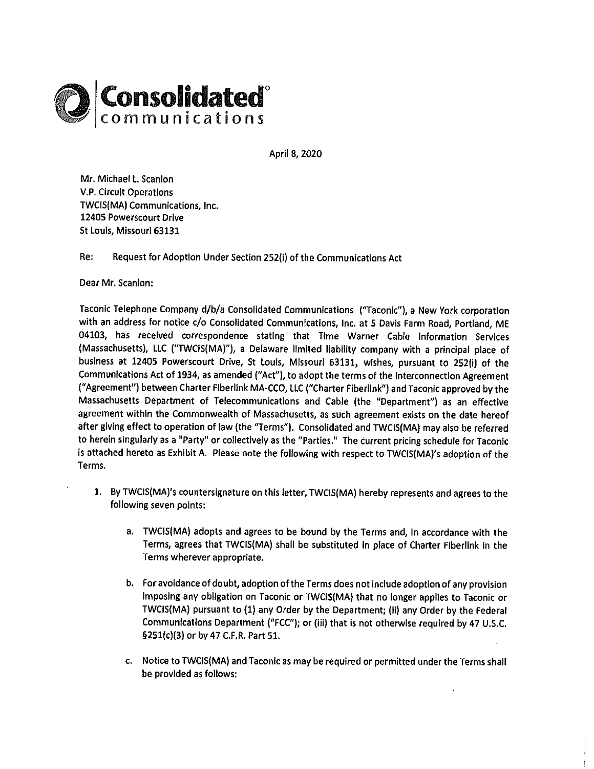**Consolidated** communications

April 8, 2020

Mr. Michael L. Scanlon
V.P. Circuit Operations
TWCIS(MA) Communications, Inc.
12405 Powerscourt Drive
St Louis, Missouri 63131

Re: Request for Adoption Under Section 252(i) of the Communications Act

Dear Mr. Scanlon:

Taconic Telephone Company d/b/a Consolidated Communications ("Taconic"), a New York corporation with an address for notice c/o Consolidated Communications, Inc. at 5 Davis Farm Road, Portland, ME 04103, has received correspondence stating that Time Warner Cable Information Services (Massachusetts), LLC ("TWCIS(MA)"), a Delaware limited liability company with a principal place of business at 12405 Powerscourt Drive, St Louis, Missouri 63131, wishes, pursuant to 252(i) of the Communications Act of 1934, as amended ("Act"), to adopt the terms of the Interconnection Agreement ("Agreement") between Charter Fiberlink MA-CCO, LLC ("Charter Fiberlink") and Taconic approved by the Massachusetts Department of Telecommunications and Cable (the "Department") as an effective agreement within the Commonwealth of Massachusetts, as such agreement exists on the date hereof after giving effect to operation of law (the "Terms"). Consolidated and TWCIS(MA) may also be referred to herein singularly as a "Party" or collectively as the "Parties." The current pricing schedule for Taconic is attached hereto as Exhibit A. Please note the following with respect to TWCIS(MA)'s adoption of the Terms.

1. By TWCIS(MA)'s countersignature on this letter, TWCIS(MA) hereby represents and agrees to the following seven points:

    a. TWCIS(MA) adopts and agrees to be bound by the Terms and, in accordance with the Terms, agrees that TWCIS(MA) shall be substituted in place of Charter Fiberlink in the Terms wherever appropriate.

    b. For avoidance of doubt, adoption of the Terms does not include adoption of any provision imposing any obligation on Taconic or TWCIS(MA) that no longer applies to Taconic or TWCIS(MA) pursuant to (1) any Order by the Department; (ii) any Order by the Federal Communications Department ("FCC"); or (iii) that is not otherwise required by 47 U.S.C. §251(c)(3) or by 47 C.F.R. Part 51.

    c. Notice to TWCIS(MA) and Taconic as may be required or permitted under the Terms shall be provided as follows: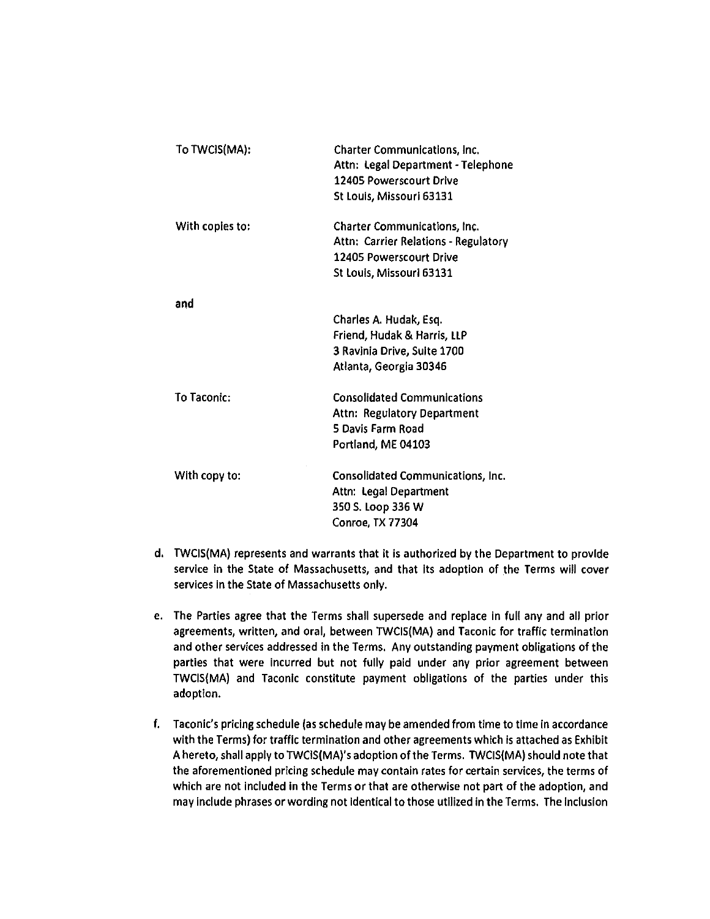| | |
|---|---|
| To TWCIS(MA): | Charter Communications, Inc.<br>Attn: Legal Department - Telephone<br>12405 Powerscourt Drive<br>St Louis, Missouri 63131 |
| With copies to: | Charter Communications, Inc.<br>Attn: Carrier Relations - Regulatory<br>12405 Powerscourt Drive<br>St Louis, Missouri 63131 |
| and | |
| | Charles A. Hudak, Esq.<br>Friend, Hudak & Harris, LLP<br>3 Ravinia Drive, Suite 1700<br>Atlanta, Georgia 30346 |
| To Taconic: | Consolidated Communications<br>Attn: Regulatory Department<br>5 Davis Farm Road<br>Portland, ME 04103 |
| With copy to: | Consolidated Communications, Inc.<br>Attn: Legal Department<br>350 S. Loop 336 W<br>Conroe, TX 77304 |

d. TWCIS(MA) represents and warrants that it is authorized by the Department to provide service in the State of Massachusetts, and that its adoption of the Terms will cover services in the State of Massachusetts only.

e. The Parties agree that the Terms shall supersede and replace in full any and all prior agreements, written, and oral, between TWCIS(MA) and Taconic for traffic termination and other services addressed in the Terms. Any outstanding payment obligations of the parties that were incurred but not fully paid under any prior agreement between TWCIS(MA) and Taconic constitute payment obligations of the parties under this adoption.

f. Taconic's pricing schedule (as schedule may be amended from time to time in accordance with the Terms) for traffic termination and other agreements which is attached as Exhibit A hereto, shall apply to TWCIS(MA)'s adoption of the Terms. TWCIS(MA) should note that the aforementioned pricing schedule may contain rates for certain services, the terms of which are not included in the Terms or that are otherwise not part of the adoption, and may include phrases or wording not identical to those utilized in the Terms. The inclusion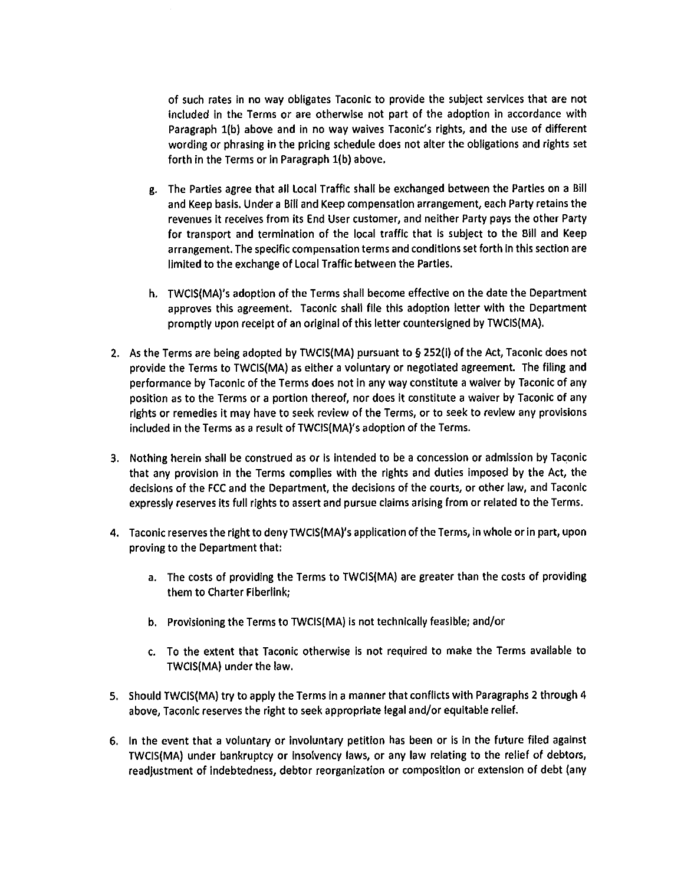of such rates in no way obligates Taconic to provide the subject services that are not included in the Terms or are otherwise not part of the adoption in accordance with Paragraph 1(b) above and in no way waives Taconic's rights, and the use of different wording or phrasing in the pricing schedule does not alter the obligations and rights set forth in the Terms or in Paragraph 1(b) above.

g. The Parties agree that all Local Traffic shall be exchanged between the Parties on a Bill and Keep basis. Under a Bill and Keep compensation arrangement, each Party retains the revenues it receives from its End User customer, and neither Party pays the other Party for transport and termination of the local traffic that is subject to the Bill and Keep arrangement. The specific compensation terms and conditions set forth in this section are limited to the exchange of Local Traffic between the Parties.

h. TWCIS(MA)'s adoption of the Terms shall become effective on the date the Department approves this agreement. Taconic shall file this adoption letter with the Department promptly upon receipt of an original of this letter countersigned by TWCIS(MA).

2. As the Terms are being adopted by TWCIS(MA) pursuant to § 252(i) of the Act, Taconic does not provide the Terms to TWCIS(MA) as either a voluntary or negotiated agreement. The filing and performance by Taconic of the Terms does not in any way constitute a waiver by Taconic of any position as to the Terms or a portion thereof, nor does it constitute a waiver by Taconic of any rights or remedies it may have to seek review of the Terms, or to seek to review any provisions included in the Terms as a result of TWCIS(MA)'s adoption of the Terms.

3. Nothing herein shall be construed as or is intended to be a concession or admission by Taconic that any provision in the Terms complies with the rights and duties imposed by the Act, the decisions of the FCC and the Department, the decisions of the courts, or other law, and Taconic expressly reserves its full rights to assert and pursue claims arising from or related to the Terms.

4. Taconic reserves the right to deny TWCIS(MA)'s application of the Terms, in whole or in part, upon proving to the Department that:

   a. The costs of providing the Terms to TWCIS(MA) are greater than the costs of providing them to Charter Fiberlink;

   b. Provisioning the Terms to TWCIS(MA) is not technically feasible; and/or

   c. To the extent that Taconic otherwise is not required to make the Terms available to TWCIS(MA) under the law.

5. Should TWCIS(MA) try to apply the Terms in a manner that conflicts with Paragraphs 2 through 4 above, Taconic reserves the right to seek appropriate legal and/or equitable relief.

6. In the event that a voluntary or involuntary petition has been or is in the future filed against TWCIS(MA) under bankruptcy or insolvency laws, or any law relating to the relief of debtors, readjustment of indebtedness, debtor reorganization or composition or extension of debt (any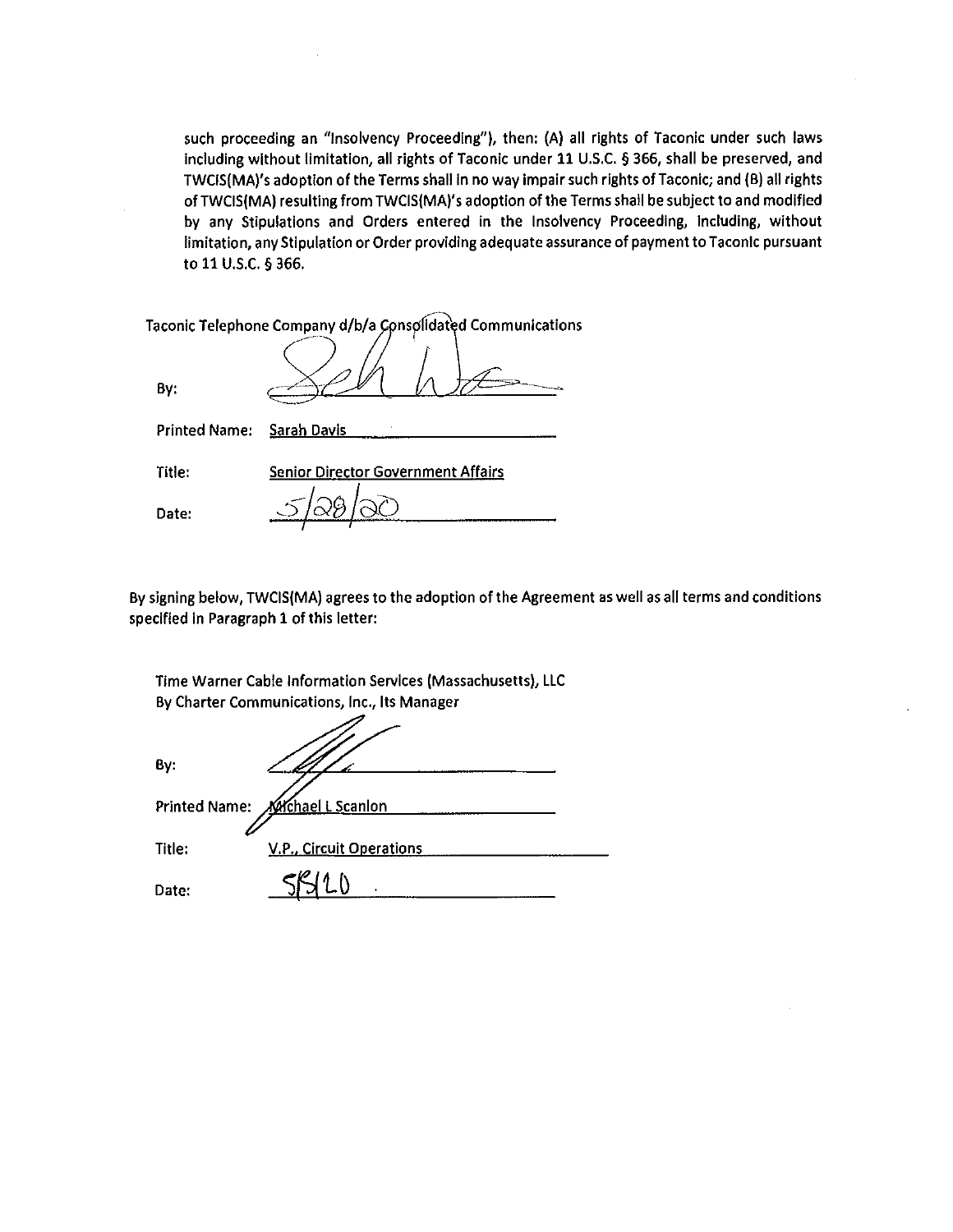such proceeding an "Insolvency Proceeding"), then: (A) all rights of Taconic under such laws including without limitation, all rights of Taconic under 11 U.S.C. § 366, shall be preserved, and TWCIS(MA)'s adoption of the Terms shall in no way impair such rights of Taconic; and (B) all rights of TWCIS(MA) resulting from TWCIS(MA)'s adoption of the Terms shall be subject to and modified by any Stipulations and Orders entered in the Insolvency Proceeding, including, without limitation, any Stipulation or Order providing adequate assurance of payment to Taconic pursuant to 11 U.S.C. § 366.

Taconic Telephone Company d/b/a Consolidated Communications

By: ______________________

Printed Name: Sarah Davis

Title: Senior Director Government Affairs

Date: 5/28/20

By signing below, TWCIS(MA) agrees to the adoption of the Agreement as well as all terms and conditions specified in Paragraph 1 of this letter:

Time Warner Cable Information Services (Massachusetts), LLC
By Charter Communications, Inc., Its Manager

By: ______________________

Printed Name: Michael L Scanlon

Title: V.P., Circuit Operations

Date: 5/5/20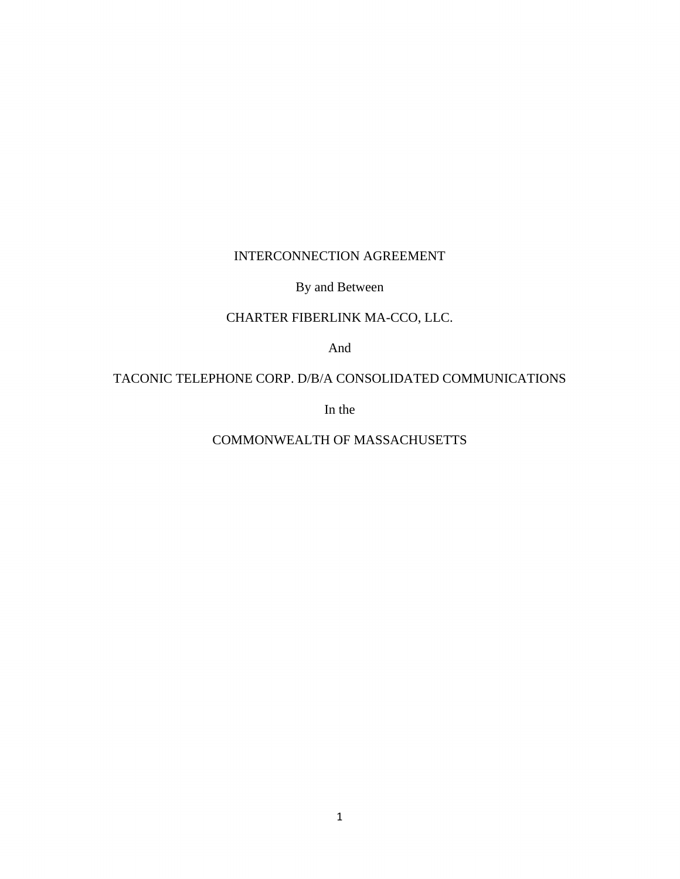INTERCONNECTION AGREEMENT

By and Between

CHARTER FIBERLINK MA-CCO, LLC.

And

TACONIC TELEPHONE CORP. D/B/A CONSOLIDATED COMMUNICATIONS

In the

COMMONWEALTH OF MASSACHUSETTS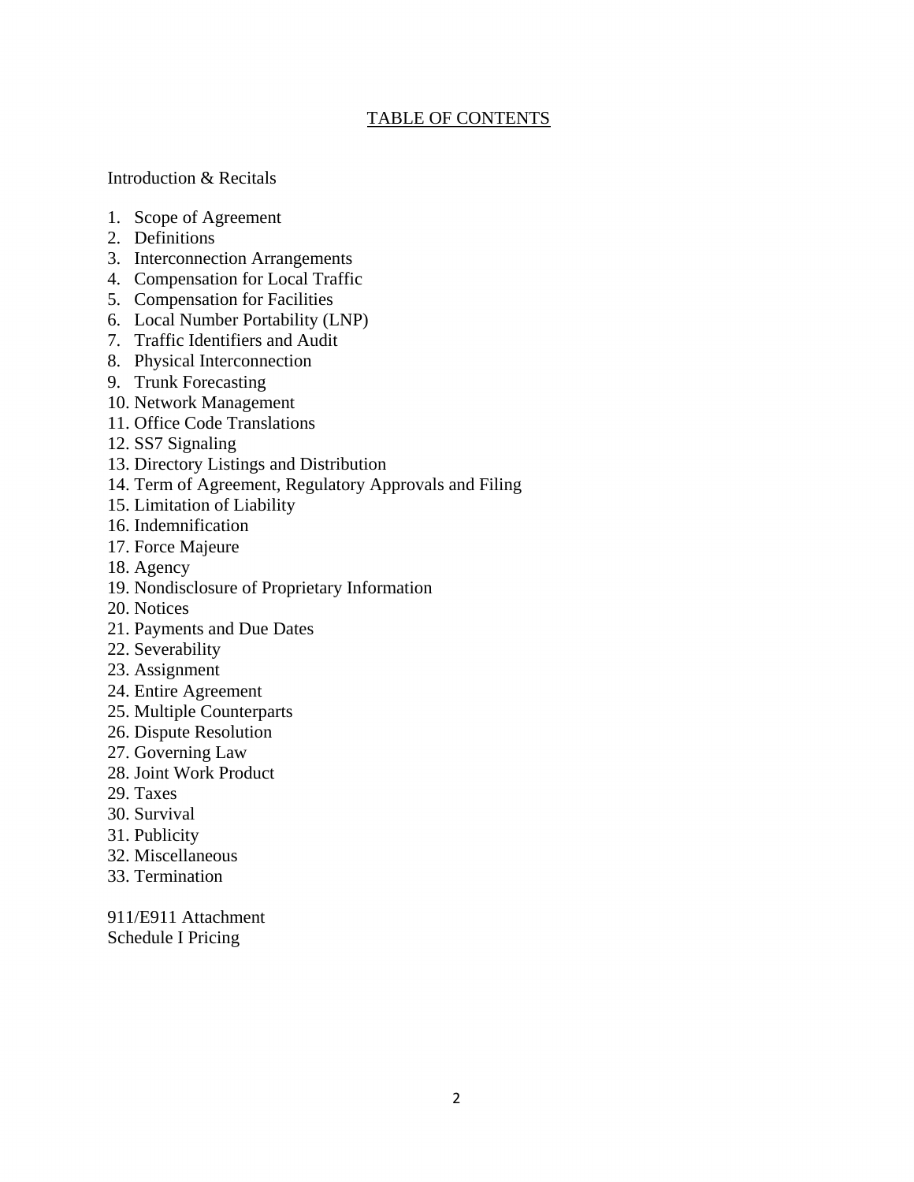# TABLE OF CONTENTS

Introduction & Recitals

1. Scope of Agreement
2. Definitions
3. Interconnection Arrangements
4. Compensation for Local Traffic
5. Compensation for Facilities
6. Local Number Portability (LNP)
7. Traffic Identifiers and Audit
8. Physical Interconnection
9. Trunk Forecasting
10. Network Management
11. Office Code Translations
12. SS7 Signaling
13. Directory Listings and Distribution
14. Term of Agreement, Regulatory Approvals and Filing
15. Limitation of Liability
16. Indemnification
17. Force Majeure
18. Agency
19. Nondisclosure of Proprietary Information
20. Notices
21. Payments and Due Dates
22. Severability
23. Assignment
24. Entire Agreement
25. Multiple Counterparts
26. Dispute Resolution
27. Governing Law
28. Joint Work Product
29. Taxes
30. Survival
31. Publicity
32. Miscellaneous
33. Termination

911/E911 Attachment
Schedule I Pricing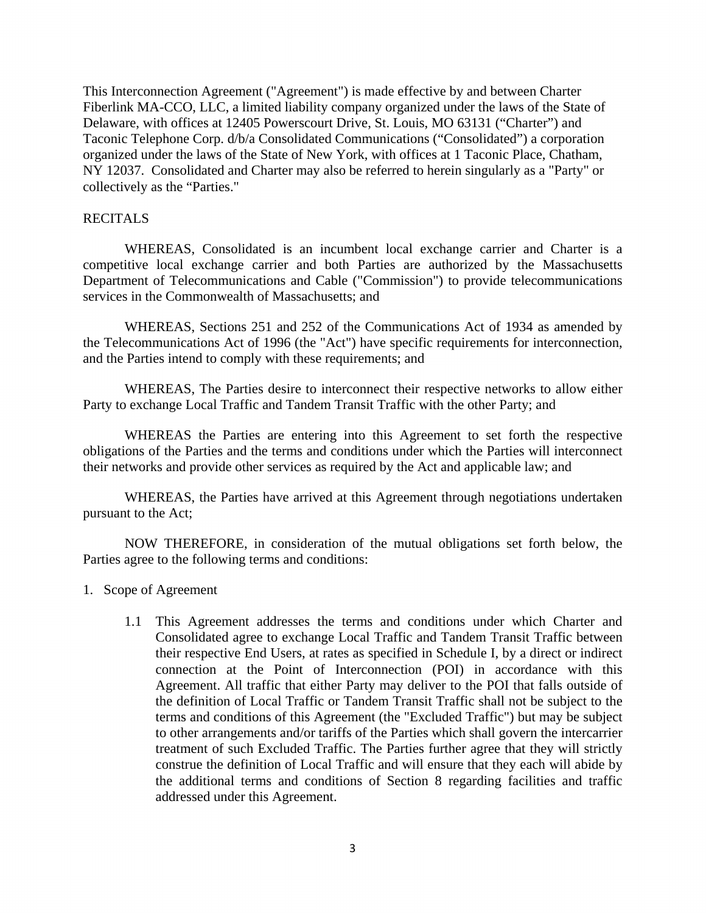This Interconnection Agreement ("Agreement") is made effective by and between Charter Fiberlink MA-CCO, LLC, a limited liability company organized under the laws of the State of Delaware, with offices at 12405 Powerscourt Drive, St. Louis, MO 63131 ("Charter") and Taconic Telephone Corp. d/b/a Consolidated Communications ("Consolidated") a corporation organized under the laws of the State of New York, with offices at 1 Taconic Place, Chatham, NY 12037. Consolidated and Charter may also be referred to herein singularly as a "Party" or collectively as the "Parties."

RECITALS

WHEREAS, Consolidated is an incumbent local exchange carrier and Charter is a competitive local exchange carrier and both Parties are authorized by the Massachusetts Department of Telecommunications and Cable ("Commission") to provide telecommunications services in the Commonwealth of Massachusetts; and

WHEREAS, Sections 251 and 252 of the Communications Act of 1934 as amended by the Telecommunications Act of 1996 (the "Act") have specific requirements for interconnection, and the Parties intend to comply with these requirements; and

WHEREAS, The Parties desire to interconnect their respective networks to allow either Party to exchange Local Traffic and Tandem Transit Traffic with the other Party; and

WHEREAS the Parties are entering into this Agreement to set forth the respective obligations of the Parties and the terms and conditions under which the Parties will interconnect their networks and provide other services as required by the Act and applicable law; and

WHEREAS, the Parties have arrived at this Agreement through negotiations undertaken pursuant to the Act;

NOW THEREFORE, in consideration of the mutual obligations set forth below, the Parties agree to the following terms and conditions:

1. Scope of Agreement

   1.1 This Agreement addresses the terms and conditions under which Charter and Consolidated agree to exchange Local Traffic and Tandem Transit Traffic between their respective End Users, at rates as specified in Schedule I, by a direct or indirect connection at the Point of Interconnection (POI) in accordance with this Agreement. All traffic that either Party may deliver to the POI that falls outside of the definition of Local Traffic or Tandem Transit Traffic shall not be subject to the terms and conditions of this Agreement (the "Excluded Traffic") but may be subject to other arrangements and/or tariffs of the Parties which shall govern the intercarrier treatment of such Excluded Traffic. The Parties further agree that they will strictly construe the definition of Local Traffic and will ensure that they each will abide by the additional terms and conditions of Section 8 regarding facilities and traffic addressed under this Agreement.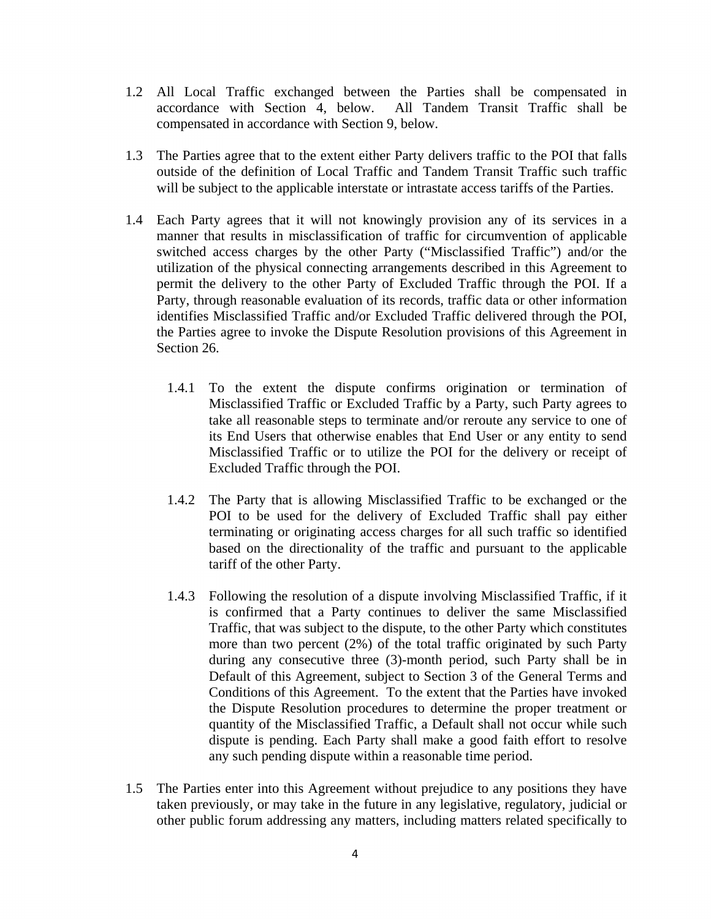1.2 All Local Traffic exchanged between the Parties shall be compensated in accordance with Section 4, below. All Tandem Transit Traffic shall be compensated in accordance with Section 9, below.

1.3 The Parties agree that to the extent either Party delivers traffic to the POI that falls outside of the definition of Local Traffic and Tandem Transit Traffic such traffic will be subject to the applicable interstate or intrastate access tariffs of the Parties.

1.4 Each Party agrees that it will not knowingly provision any of its services in a manner that results in misclassification of traffic for circumvention of applicable switched access charges by the other Party ("Misclassified Traffic") and/or the utilization of the physical connecting arrangements described in this Agreement to permit the delivery to the other Party of Excluded Traffic through the POI. If a Party, through reasonable evaluation of its records, traffic data or other information identifies Misclassified Traffic and/or Excluded Traffic delivered through the POI, the Parties agree to invoke the Dispute Resolution provisions of this Agreement in Section 26.

  1.4.1 To the extent the dispute confirms origination or termination of Misclassified Traffic or Excluded Traffic by a Party, such Party agrees to take all reasonable steps to terminate and/or reroute any service to one of its End Users that otherwise enables that End User or any entity to send Misclassified Traffic or to utilize the POI for the delivery or receipt of Excluded Traffic through the POI.

  1.4.2 The Party that is allowing Misclassified Traffic to be exchanged or the POI to be used for the delivery of Excluded Traffic shall pay either terminating or originating access charges for all such traffic so identified based on the directionality of the traffic and pursuant to the applicable tariff of the other Party.

  1.4.3 Following the resolution of a dispute involving Misclassified Traffic, if it is confirmed that a Party continues to deliver the same Misclassified Traffic, that was subject to the dispute, to the other Party which constitutes more than two percent (2%) of the total traffic originated by such Party during any consecutive three (3)-month period, such Party shall be in Default of this Agreement, subject to Section 3 of the General Terms and Conditions of this Agreement. To the extent that the Parties have invoked the Dispute Resolution procedures to determine the proper treatment or quantity of the Misclassified Traffic, a Default shall not occur while such dispute is pending. Each Party shall make a good faith effort to resolve any such pending dispute within a reasonable time period.

1.5 The Parties enter into this Agreement without prejudice to any positions they have taken previously, or may take in the future in any legislative, regulatory, judicial or other public forum addressing any matters, including matters related specifically to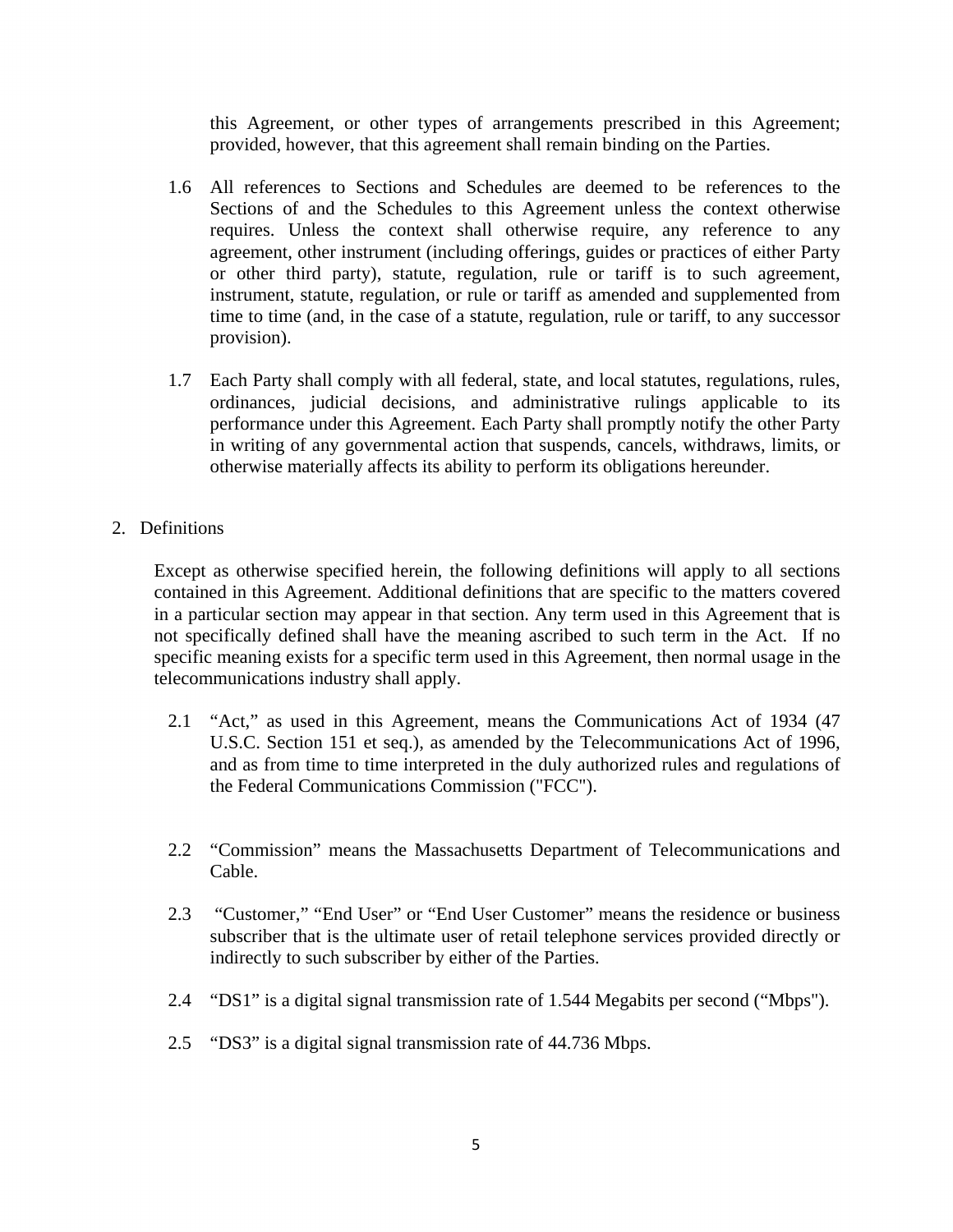this Agreement, or other types of arrangements prescribed in this Agreement; provided, however, that this agreement shall remain binding on the Parties.

1.6 All references to Sections and Schedules are deemed to be references to the Sections of and the Schedules to this Agreement unless the context otherwise requires. Unless the context shall otherwise require, any reference to any agreement, other instrument (including offerings, guides or practices of either Party or other third party), statute, regulation, rule or tariff is to such agreement, instrument, statute, regulation, or rule or tariff as amended and supplemented from time to time (and, in the case of a statute, regulation, rule or tariff, to any successor provision).

1.7 Each Party shall comply with all federal, state, and local statutes, regulations, rules, ordinances, judicial decisions, and administrative rulings applicable to its performance under this Agreement. Each Party shall promptly notify the other Party in writing of any governmental action that suspends, cancels, withdraws, limits, or otherwise materially affects its ability to perform its obligations hereunder.

## 2. Definitions

Except as otherwise specified herein, the following definitions will apply to all sections contained in this Agreement. Additional definitions that are specific to the matters covered in a particular section may appear in that section. Any term used in this Agreement that is not specifically defined shall have the meaning ascribed to such term in the Act. If no specific meaning exists for a specific term used in this Agreement, then normal usage in the telecommunications industry shall apply.

2.1 "Act," as used in this Agreement, means the Communications Act of 1934 (47 U.S.C. Section 151 et seq.), as amended by the Telecommunications Act of 1996, and as from time to time interpreted in the duly authorized rules and regulations of the Federal Communications Commission ("FCC").

2.2 "Commission" means the Massachusetts Department of Telecommunications and Cable.

2.3 "Customer," "End User" or "End User Customer" means the residence or business subscriber that is the ultimate user of retail telephone services provided directly or indirectly to such subscriber by either of the Parties.

2.4 "DS1" is a digital signal transmission rate of 1.544 Megabits per second ("Mbps").

2.5 "DS3" is a digital signal transmission rate of 44.736 Mbps.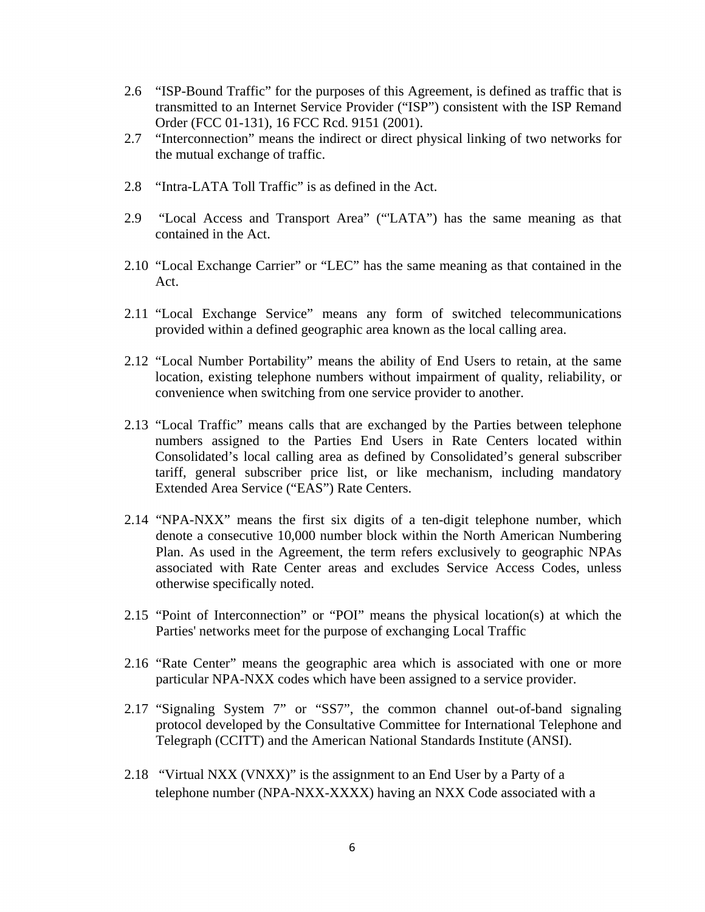2.6 "ISP-Bound Traffic" for the purposes of this Agreement, is defined as traffic that is transmitted to an Internet Service Provider ("ISP") consistent with the ISP Remand Order (FCC 01-131), 16 FCC Rcd. 9151 (2001).

2.7 "Interconnection" means the indirect or direct physical linking of two networks for the mutual exchange of traffic.

2.8 "Intra-LATA Toll Traffic" is as defined in the Act.

2.9 "Local Access and Transport Area" ("'LATA") has the same meaning as that contained in the Act.

2.10 "Local Exchange Carrier" or "LEC" has the same meaning as that contained in the Act.

2.11 "Local Exchange Service" means any form of switched telecommunications provided within a defined geographic area known as the local calling area.

2.12 "Local Number Portability" means the ability of End Users to retain, at the same location, existing telephone numbers without impairment of quality, reliability, or convenience when switching from one service provider to another.

2.13 "Local Traffic" means calls that are exchanged by the Parties between telephone numbers assigned to the Parties End Users in Rate Centers located within Consolidated's local calling area as defined by Consolidated's general subscriber tariff, general subscriber price list, or like mechanism, including mandatory Extended Area Service ("EAS") Rate Centers.

2.14 "NPA-NXX" means the first six digits of a ten-digit telephone number, which denote a consecutive 10,000 number block within the North American Numbering Plan. As used in the Agreement, the term refers exclusively to geographic NPAs associated with Rate Center areas and excludes Service Access Codes, unless otherwise specifically noted.

2.15 "Point of Interconnection" or "POI" means the physical location(s) at which the Parties' networks meet for the purpose of exchanging Local Traffic

2.16 "Rate Center" means the geographic area which is associated with one or more particular NPA-NXX codes which have been assigned to a service provider.

2.17 "Signaling System 7" or "SS7", the common channel out-of-band signaling protocol developed by the Consultative Committee for International Telephone and Telegraph (CCITT) and the American National Standards Institute (ANSI).

2.18 "Virtual NXX (VNXX)" is the assignment to an End User by a Party of a telephone number (NPA-NXX-XXXX) having an NXX Code associated with a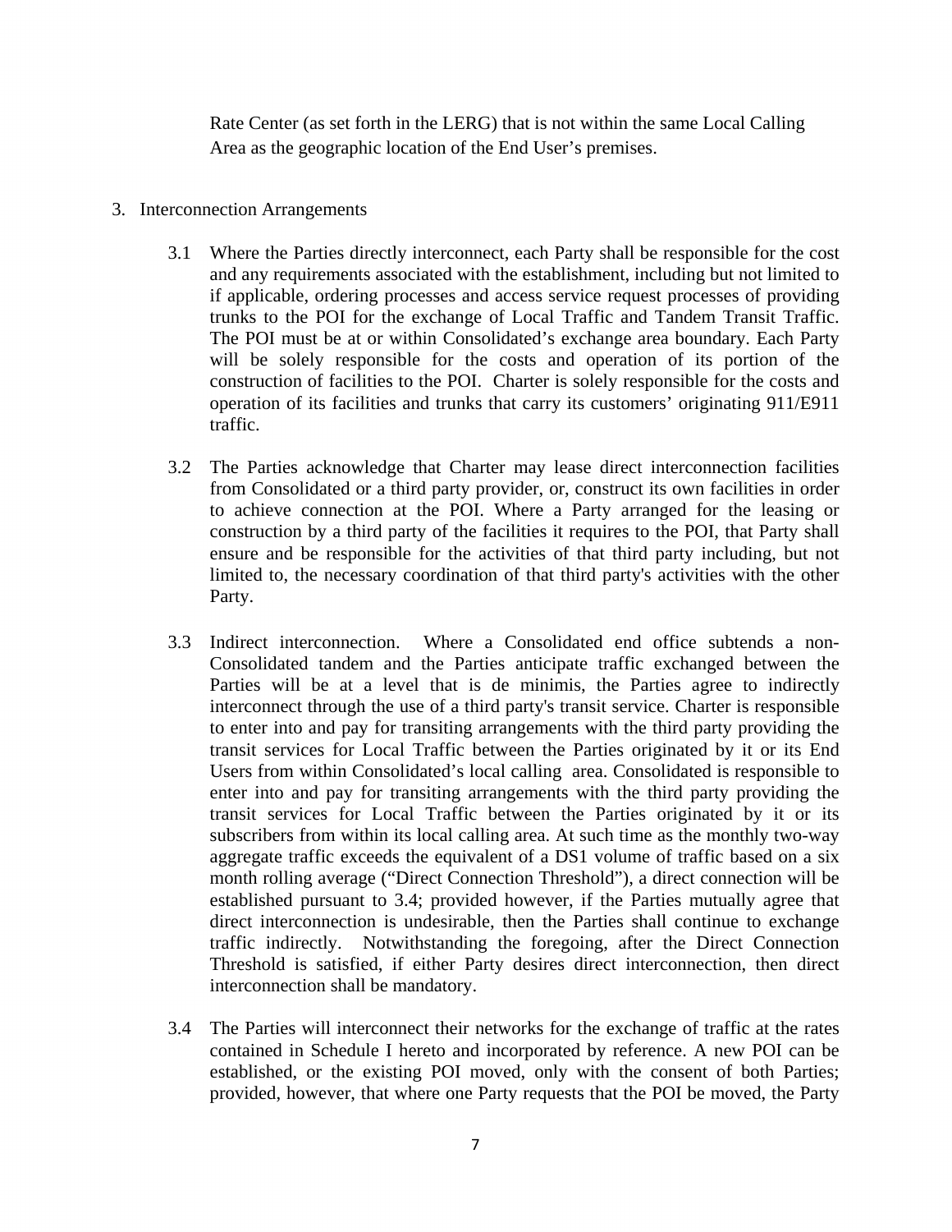Rate Center (as set forth in the LERG) that is not within the same Local Calling Area as the geographic location of the End User's premises.

3. Interconnection Arrangements

3.1 Where the Parties directly interconnect, each Party shall be responsible for the cost and any requirements associated with the establishment, including but not limited to if applicable, ordering processes and access service request processes of providing trunks to the POI for the exchange of Local Traffic and Tandem Transit Traffic. The POI must be at or within Consolidated's exchange area boundary. Each Party will be solely responsible for the costs and operation of its portion of the construction of facilities to the POI. Charter is solely responsible for the costs and operation of its facilities and trunks that carry its customers' originating 911/E911 traffic.

3.2 The Parties acknowledge that Charter may lease direct interconnection facilities from Consolidated or a third party provider, or, construct its own facilities in order to achieve connection at the POI. Where a Party arranged for the leasing or construction by a third party of the facilities it requires to the POI, that Party shall ensure and be responsible for the activities of that third party including, but not limited to, the necessary coordination of that third party's activities with the other Party.

3.3 Indirect interconnection. Where a Consolidated end office subtends a non-Consolidated tandem and the Parties anticipate traffic exchanged between the Parties will be at a level that is de minimis, the Parties agree to indirectly interconnect through the use of a third party's transit service. Charter is responsible to enter into and pay for transiting arrangements with the third party providing the transit services for Local Traffic between the Parties originated by it or its End Users from within Consolidated's local calling area. Consolidated is responsible to enter into and pay for transiting arrangements with the third party providing the transit services for Local Traffic between the Parties originated by it or its subscribers from within its local calling area. At such time as the monthly two-way aggregate traffic exceeds the equivalent of a DS1 volume of traffic based on a six month rolling average ("Direct Connection Threshold"), a direct connection will be established pursuant to 3.4; provided however, if the Parties mutually agree that direct interconnection is undesirable, then the Parties shall continue to exchange traffic indirectly. Notwithstanding the foregoing, after the Direct Connection Threshold is satisfied, if either Party desires direct interconnection, then direct interconnection shall be mandatory.

3.4 The Parties will interconnect their networks for the exchange of traffic at the rates contained in Schedule I hereto and incorporated by reference. A new POI can be established, or the existing POI moved, only with the consent of both Parties; provided, however, that where one Party requests that the POI be moved, the Party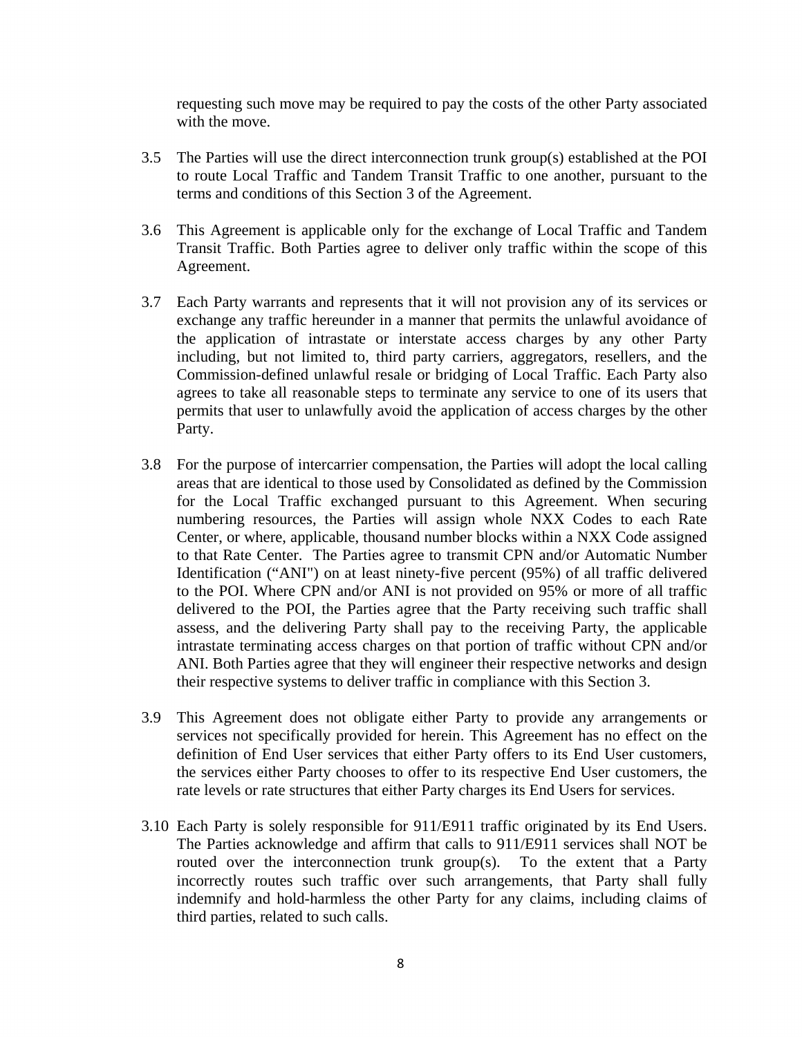requesting such move may be required to pay the costs of the other Party associated with the move.

3.5 The Parties will use the direct interconnection trunk group(s) established at the POI to route Local Traffic and Tandem Transit Traffic to one another, pursuant to the terms and conditions of this Section 3 of the Agreement.

3.6 This Agreement is applicable only for the exchange of Local Traffic and Tandem Transit Traffic. Both Parties agree to deliver only traffic within the scope of this Agreement.

3.7 Each Party warrants and represents that it will not provision any of its services or exchange any traffic hereunder in a manner that permits the unlawful avoidance of the application of intrastate or interstate access charges by any other Party including, but not limited to, third party carriers, aggregators, resellers, and the Commission-defined unlawful resale or bridging of Local Traffic. Each Party also agrees to take all reasonable steps to terminate any service to one of its users that permits that user to unlawfully avoid the application of access charges by the other Party.

3.8 For the purpose of intercarrier compensation, the Parties will adopt the local calling areas that are identical to those used by Consolidated as defined by the Commission for the Local Traffic exchanged pursuant to this Agreement. When securing numbering resources, the Parties will assign whole NXX Codes to each Rate Center, or where, applicable, thousand number blocks within a NXX Code assigned to that Rate Center. The Parties agree to transmit CPN and/or Automatic Number Identification ("ANI") on at least ninety-five percent (95%) of all traffic delivered to the POI. Where CPN and/or ANI is not provided on 95% or more of all traffic delivered to the POI, the Parties agree that the Party receiving such traffic shall assess, and the delivering Party shall pay to the receiving Party, the applicable intrastate terminating access charges on that portion of traffic without CPN and/or ANI. Both Parties agree that they will engineer their respective networks and design their respective systems to deliver traffic in compliance with this Section 3.

3.9 This Agreement does not obligate either Party to provide any arrangements or services not specifically provided for herein. This Agreement has no effect on the definition of End User services that either Party offers to its End User customers, the services either Party chooses to offer to its respective End User customers, the rate levels or rate structures that either Party charges its End Users for services.

3.10 Each Party is solely responsible for 911/E911 traffic originated by its End Users. The Parties acknowledge and affirm that calls to 911/E911 services shall NOT be routed over the interconnection trunk group(s). To the extent that a Party incorrectly routes such traffic over such arrangements, that Party shall fully indemnify and hold-harmless the other Party for any claims, including claims of third parties, related to such calls.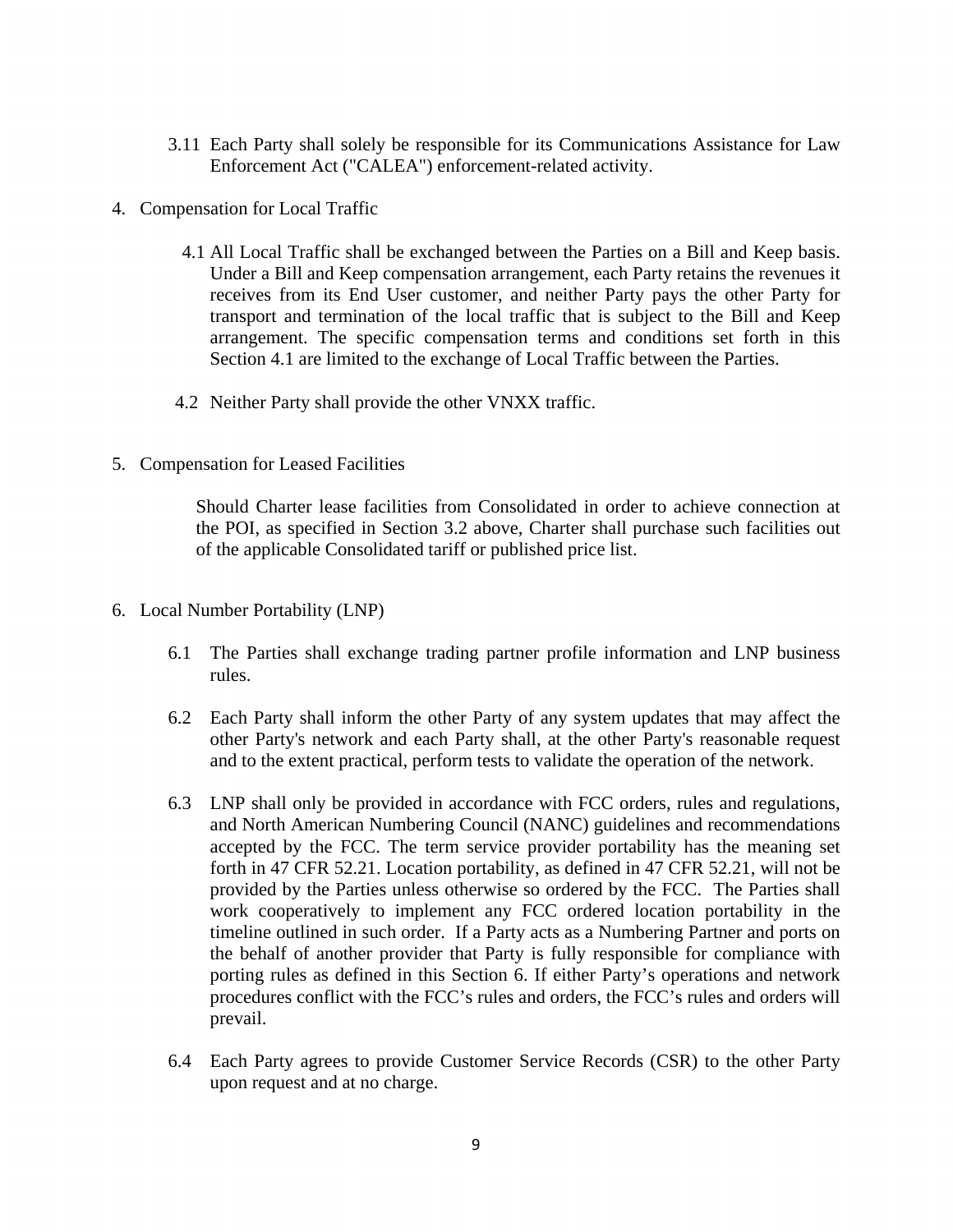3.11 Each Party shall solely be responsible for its Communications Assistance for Law Enforcement Act ("CALEA") enforcement-related activity.

4. Compensation for Local Traffic

4.1 All Local Traffic shall be exchanged between the Parties on a Bill and Keep basis. Under a Bill and Keep compensation arrangement, each Party retains the revenues it receives from its End User customer, and neither Party pays the other Party for transport and termination of the local traffic that is subject to the Bill and Keep arrangement. The specific compensation terms and conditions set forth in this Section 4.1 are limited to the exchange of Local Traffic between the Parties.

4.2 Neither Party shall provide the other VNXX traffic.

5. Compensation for Leased Facilities

Should Charter lease facilities from Consolidated in order to achieve connection at the POI, as specified in Section 3.2 above, Charter shall purchase such facilities out of the applicable Consolidated tariff or published price list.

6. Local Number Portability (LNP)

6.1 The Parties shall exchange trading partner profile information and LNP business rules.

6.2 Each Party shall inform the other Party of any system updates that may affect the other Party's network and each Party shall, at the other Party's reasonable request and to the extent practical, perform tests to validate the operation of the network.

6.3 LNP shall only be provided in accordance with FCC orders, rules and regulations, and North American Numbering Council (NANC) guidelines and recommendations accepted by the FCC. The term service provider portability has the meaning set forth in 47 CFR 52.21. Location portability, as defined in 47 CFR 52.21, will not be provided by the Parties unless otherwise so ordered by the FCC. The Parties shall work cooperatively to implement any FCC ordered location portability in the timeline outlined in such order. If a Party acts as a Numbering Partner and ports on the behalf of another provider that Party is fully responsible for compliance with porting rules as defined in this Section 6. If either Party's operations and network procedures conflict with the FCC's rules and orders, the FCC's rules and orders will prevail.

6.4 Each Party agrees to provide Customer Service Records (CSR) to the other Party upon request and at no charge.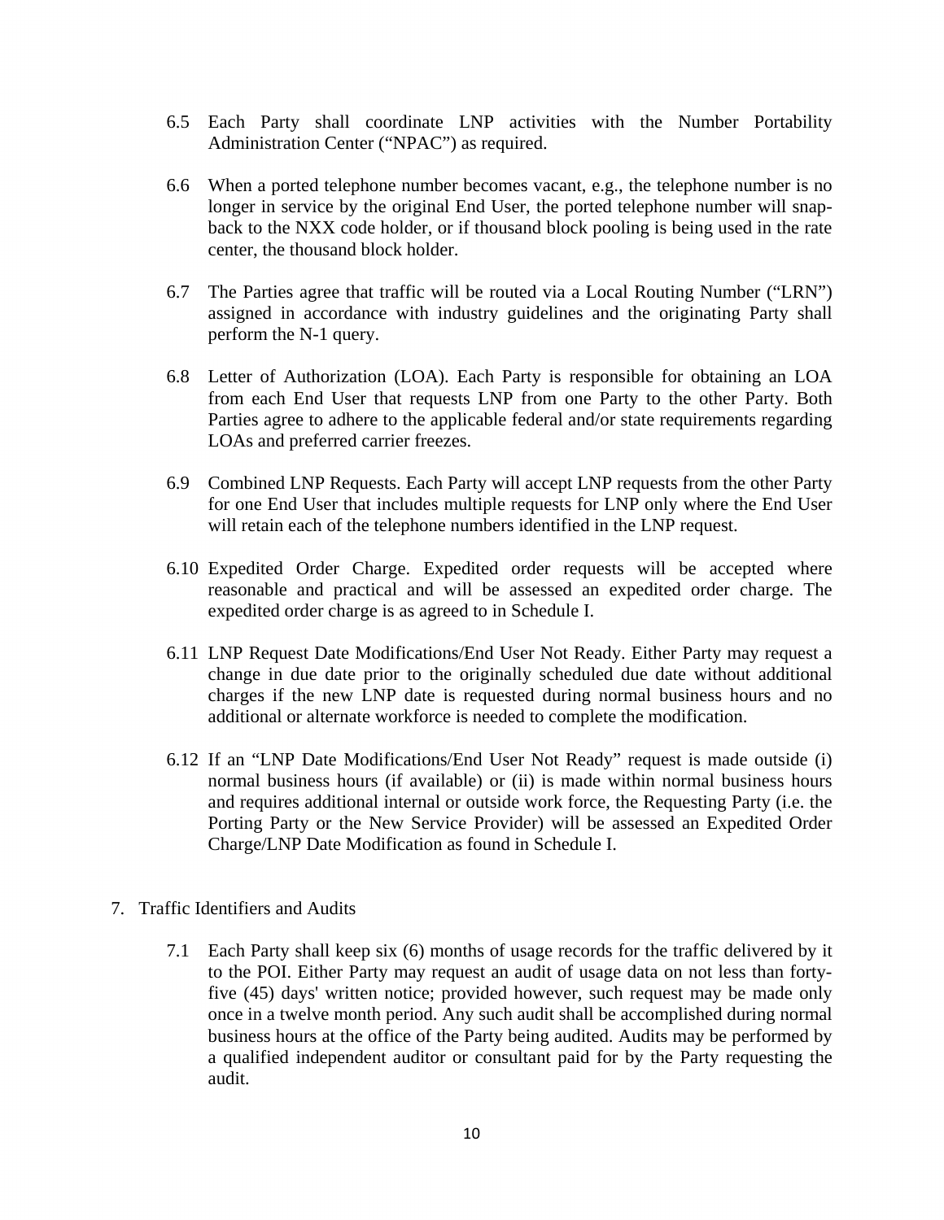6.5 Each Party shall coordinate LNP activities with the Number Portability Administration Center ("NPAC") as required.

6.6 When a ported telephone number becomes vacant, e.g., the telephone number is no longer in service by the original End User, the ported telephone number will snap-back to the NXX code holder, or if thousand block pooling is being used in the rate center, the thousand block holder.

6.7 The Parties agree that traffic will be routed via a Local Routing Number ("LRN") assigned in accordance with industry guidelines and the originating Party shall perform the N-1 query.

6.8 Letter of Authorization (LOA). Each Party is responsible for obtaining an LOA from each End User that requests LNP from one Party to the other Party. Both Parties agree to adhere to the applicable federal and/or state requirements regarding LOAs and preferred carrier freezes.

6.9 Combined LNP Requests. Each Party will accept LNP requests from the other Party for one End User that includes multiple requests for LNP only where the End User will retain each of the telephone numbers identified in the LNP request.

6.10 Expedited Order Charge. Expedited order requests will be accepted where reasonable and practical and will be assessed an expedited order charge. The expedited order charge is as agreed to in Schedule I.

6.11 LNP Request Date Modifications/End User Not Ready. Either Party may request a change in due date prior to the originally scheduled due date without additional charges if the new LNP date is requested during normal business hours and no additional or alternate workforce is needed to complete the modification.

6.12 If an "LNP Date Modifications/End User Not Ready" request is made outside (i) normal business hours (if available) or (ii) is made within normal business hours and requires additional internal or outside work force, the Requesting Party (i.e. the Porting Party or the New Service Provider) will be assessed an Expedited Order Charge/LNP Date Modification as found in Schedule I.

7. Traffic Identifiers and Audits

7.1 Each Party shall keep six (6) months of usage records for the traffic delivered by it to the POI. Either Party may request an audit of usage data on not less than forty-five (45) days' written notice; provided however, such request may be made only once in a twelve month period. Any such audit shall be accomplished during normal business hours at the office of the Party being audited. Audits may be performed by a qualified independent auditor or consultant paid for by the Party requesting the audit.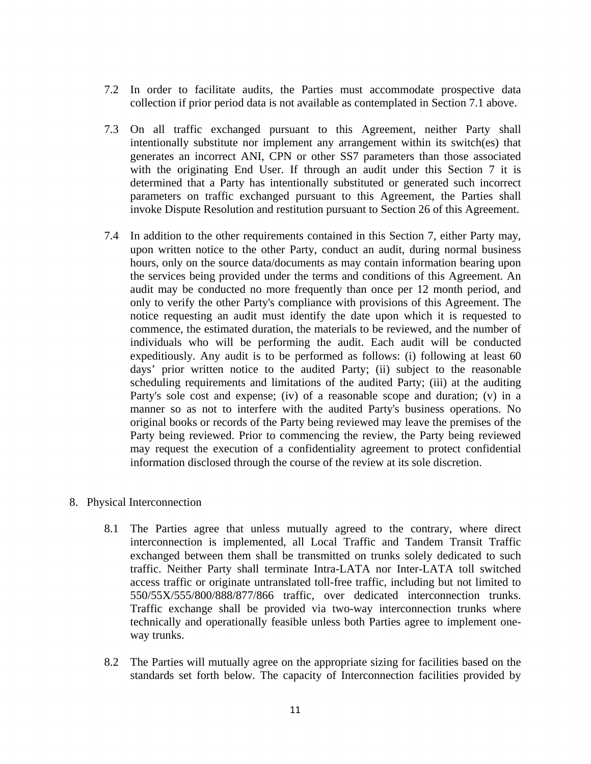7.2 In order to facilitate audits, the Parties must accommodate prospective data collection if prior period data is not available as contemplated in Section 7.1 above.

7.3 On all traffic exchanged pursuant to this Agreement, neither Party shall intentionally substitute nor implement any arrangement within its switch(es) that generates an incorrect ANI, CPN or other SS7 parameters than those associated with the originating End User. If through an audit under this Section 7 it is determined that a Party has intentionally substituted or generated such incorrect parameters on traffic exchanged pursuant to this Agreement, the Parties shall invoke Dispute Resolution and restitution pursuant to Section 26 of this Agreement.

7.4 In addition to the other requirements contained in this Section 7, either Party may, upon written notice to the other Party, conduct an audit, during normal business hours, only on the source data/documents as may contain information bearing upon the services being provided under the terms and conditions of this Agreement. An audit may be conducted no more frequently than once per 12 month period, and only to verify the other Party's compliance with provisions of this Agreement. The notice requesting an audit must identify the date upon which it is requested to commence, the estimated duration, the materials to be reviewed, and the number of individuals who will be performing the audit. Each audit will be conducted expeditiously. Any audit is to be performed as follows: (i) following at least 60 days' prior written notice to the audited Party; (ii) subject to the reasonable scheduling requirements and limitations of the audited Party; (iii) at the auditing Party's sole cost and expense; (iv) of a reasonable scope and duration; (v) in a manner so as not to interfere with the audited Party's business operations. No original books or records of the Party being reviewed may leave the premises of the Party being reviewed. Prior to commencing the review, the Party being reviewed may request the execution of a confidentiality agreement to protect confidential information disclosed through the course of the review at its sole discretion.

8. Physical Interconnection

8.1 The Parties agree that unless mutually agreed to the contrary, where direct interconnection is implemented, all Local Traffic and Tandem Transit Traffic exchanged between them shall be transmitted on trunks solely dedicated to such traffic. Neither Party shall terminate Intra-LATA nor Inter-LATA toll switched access traffic or originate untranslated toll-free traffic, including but not limited to 550/55X/555/800/888/877/866 traffic, over dedicated interconnection trunks. Traffic exchange shall be provided via two-way interconnection trunks where technically and operationally feasible unless both Parties agree to implement one-way trunks.

8.2 The Parties will mutually agree on the appropriate sizing for facilities based on the standards set forth below. The capacity of Interconnection facilities provided by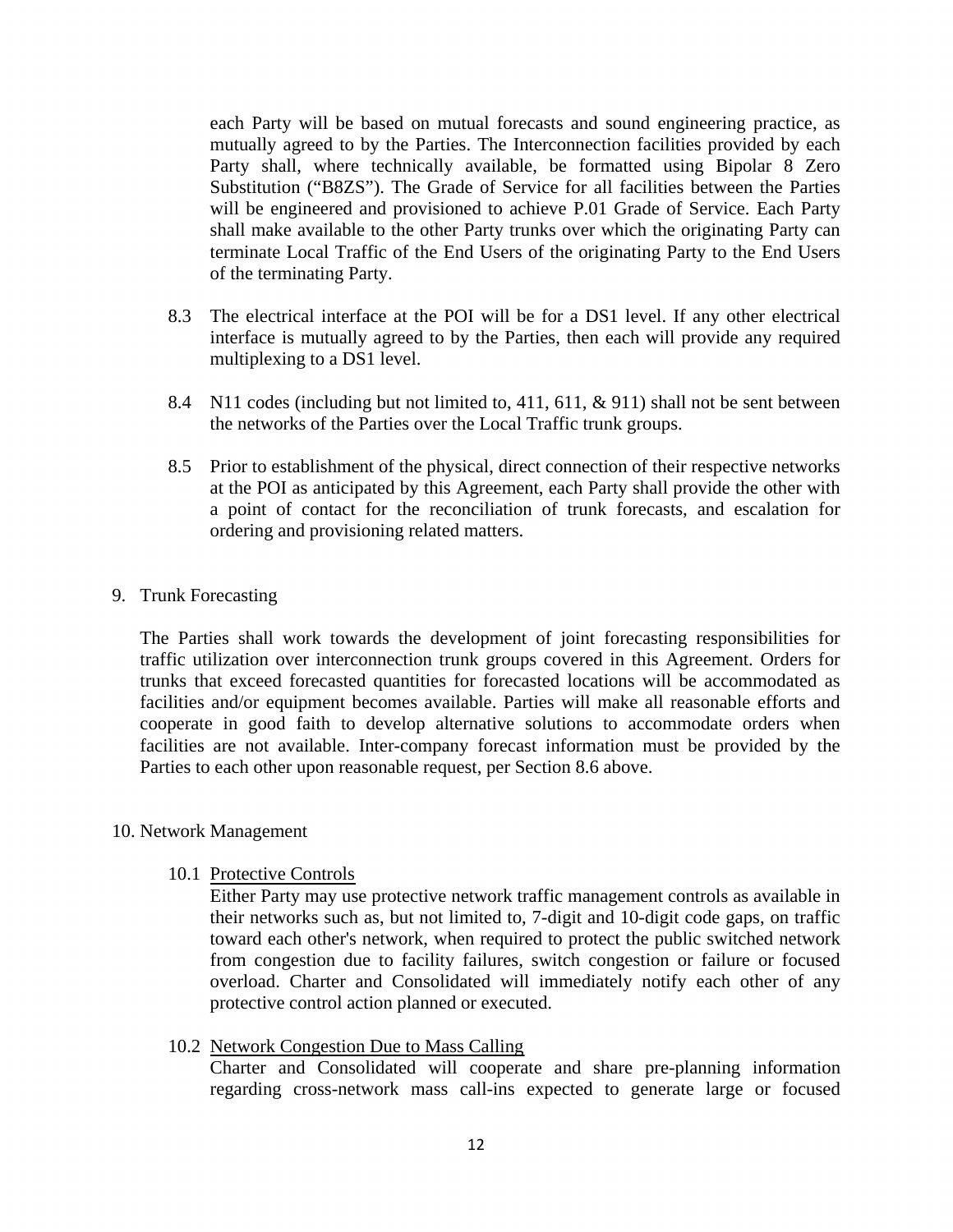each Party will be based on mutual forecasts and sound engineering practice, as mutually agreed to by the Parties. The Interconnection facilities provided by each Party shall, where technically available, be formatted using Bipolar 8 Zero Substitution ("B8ZS"). The Grade of Service for all facilities between the Parties will be engineered and provisioned to achieve P.01 Grade of Service. Each Party shall make available to the other Party trunks over which the originating Party can terminate Local Traffic of the End Users of the originating Party to the End Users of the terminating Party.

8.3 The electrical interface at the POI will be for a DS1 level. If any other electrical interface is mutually agreed to by the Parties, then each will provide any required multiplexing to a DS1 level.

8.4 N11 codes (including but not limited to, 411, 611, & 911) shall not be sent between the networks of the Parties over the Local Traffic trunk groups.

8.5 Prior to establishment of the physical, direct connection of their respective networks at the POI as anticipated by this Agreement, each Party shall provide the other with a point of contact for the reconciliation of trunk forecasts, and escalation for ordering and provisioning related matters.

9. Trunk Forecasting

The Parties shall work towards the development of joint forecasting responsibilities for traffic utilization over interconnection trunk groups covered in this Agreement. Orders for trunks that exceed forecasted quantities for forecasted locations will be accommodated as facilities and/or equipment becomes available. Parties will make all reasonable efforts and cooperate in good faith to develop alternative solutions to accommodate orders when facilities are not available. Inter-company forecast information must be provided by the Parties to each other upon reasonable request, per Section 8.6 above.

10. Network Management

10.1 Protective Controls

Either Party may use protective network traffic management controls as available in their networks such as, but not limited to, 7-digit and 10-digit code gaps, on traffic toward each other's network, when required to protect the public switched network from congestion due to facility failures, switch congestion or failure or focused overload. Charter and Consolidated will immediately notify each other of any protective control action planned or executed.

10.2 Network Congestion Due to Mass Calling

Charter and Consolidated will cooperate and share pre-planning information regarding cross-network mass call-ins expected to generate large or focused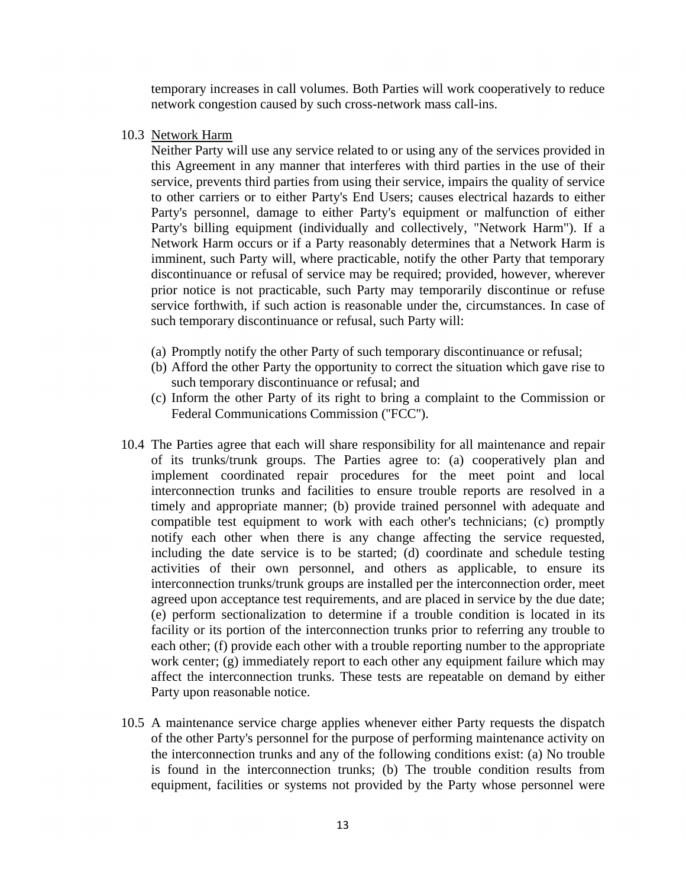temporary increases in call volumes. Both Parties will work cooperatively to reduce network congestion caused by such cross-network mass call-ins.

10.3 Network Harm

Neither Party will use any service related to or using any of the services provided in this Agreement in any manner that interferes with third parties in the use of their service, prevents third parties from using their service, impairs the quality of service to other carriers or to either Party's End Users; causes electrical hazards to either Party's personnel, damage to either Party's equipment or malfunction of either Party's billing equipment (individually and collectively, "Network Harm"). If a Network Harm occurs or if a Party reasonably determines that a Network Harm is imminent, such Party will, where practicable, notify the other Party that temporary discontinuance or refusal of service may be required; provided, however, wherever prior notice is not practicable, such Party may temporarily discontinue or refuse service forthwith, if such action is reasonable under the, circumstances. In case of such temporary discontinuance or refusal, such Party will:

(a) Promptly notify the other Party of such temporary discontinuance or refusal;
(b) Afford the other Party the opportunity to correct the situation which gave rise to such temporary discontinuance or refusal; and
(c) Inform the other Party of its right to bring a complaint to the Commission or Federal Communications Commission ("FCC").

10.4 The Parties agree that each will share responsibility for all maintenance and repair of its trunks/trunk groups. The Parties agree to: (a) cooperatively plan and implement coordinated repair procedures for the meet point and local interconnection trunks and facilities to ensure trouble reports are resolved in a timely and appropriate manner; (b) provide trained personnel with adequate and compatible test equipment to work with each other's technicians; (c) promptly notify each other when there is any change affecting the service requested, including the date service is to be started; (d) coordinate and schedule testing activities of their own personnel, and others as applicable, to ensure its interconnection trunks/trunk groups are installed per the interconnection order, meet agreed upon acceptance test requirements, and are placed in service by the due date; (e) perform sectionalization to determine if a trouble condition is located in its facility or its portion of the interconnection trunks prior to referring any trouble to each other; (f) provide each other with a trouble reporting number to the appropriate work center; (g) immediately report to each other any equipment failure which may affect the interconnection trunks. These tests are repeatable on demand by either Party upon reasonable notice.

10.5 A maintenance service charge applies whenever either Party requests the dispatch of the other Party's personnel for the purpose of performing maintenance activity on the interconnection trunks and any of the following conditions exist: (a) No trouble is found in the interconnection trunks; (b) The trouble condition results from equipment, facilities or systems not provided by the Party whose personnel were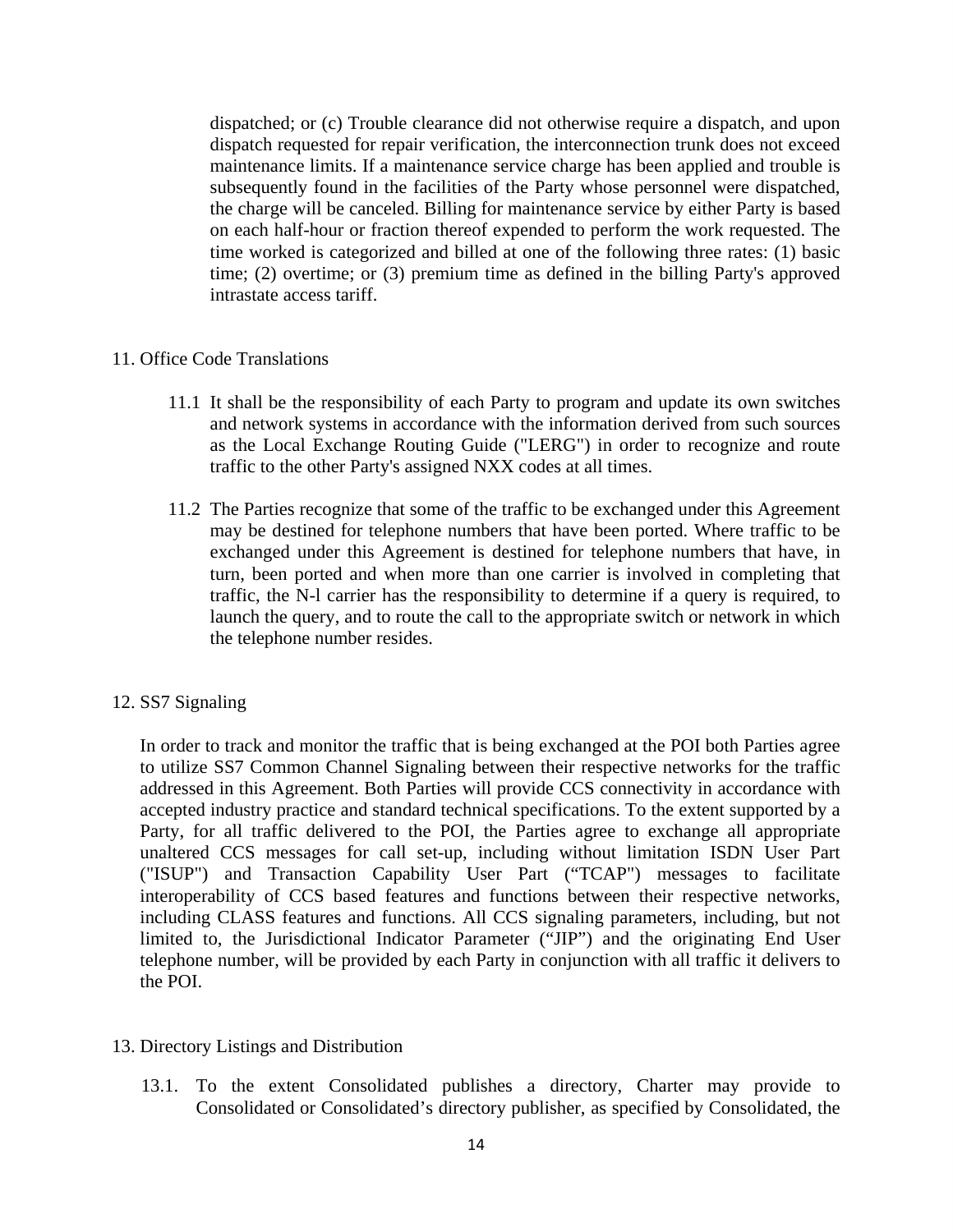dispatched; or (c) Trouble clearance did not otherwise require a dispatch, and upon dispatch requested for repair verification, the interconnection trunk does not exceed maintenance limits. If a maintenance service charge has been applied and trouble is subsequently found in the facilities of the Party whose personnel were dispatched, the charge will be canceled. Billing for maintenance service by either Party is based on each half-hour or fraction thereof expended to perform the work requested. The time worked is categorized and billed at one of the following three rates: (1) basic time; (2) overtime; or (3) premium time as defined in the billing Party's approved intrastate access tariff.

11. Office Code Translations

11.1 It shall be the responsibility of each Party to program and update its own switches and network systems in accordance with the information derived from such sources as the Local Exchange Routing Guide ("LERG") in order to recognize and route traffic to the other Party's assigned NXX codes at all times.

11.2 The Parties recognize that some of the traffic to be exchanged under this Agreement may be destined for telephone numbers that have been ported. Where traffic to be exchanged under this Agreement is destined for telephone numbers that have, in turn, been ported and when more than one carrier is involved in completing that traffic, the N-l carrier has the responsibility to determine if a query is required, to launch the query, and to route the call to the appropriate switch or network in which the telephone number resides.

12. SS7 Signaling

In order to track and monitor the traffic that is being exchanged at the POI both Parties agree to utilize SS7 Common Channel Signaling between their respective networks for the traffic addressed in this Agreement. Both Parties will provide CCS connectivity in accordance with accepted industry practice and standard technical specifications. To the extent supported by a Party, for all traffic delivered to the POI, the Parties agree to exchange all appropriate unaltered CCS messages for call set-up, including without limitation ISDN User Part ("ISUP") and Transaction Capability User Part ("TCAP") messages to facilitate interoperability of CCS based features and functions between their respective networks, including CLASS features and functions. All CCS signaling parameters, including, but not limited to, the Jurisdictional Indicator Parameter ("JIP") and the originating End User telephone number, will be provided by each Party in conjunction with all traffic it delivers to the POI.

13. Directory Listings and Distribution

13.1. To the extent Consolidated publishes a directory, Charter may provide to Consolidated or Consolidated's directory publisher, as specified by Consolidated, the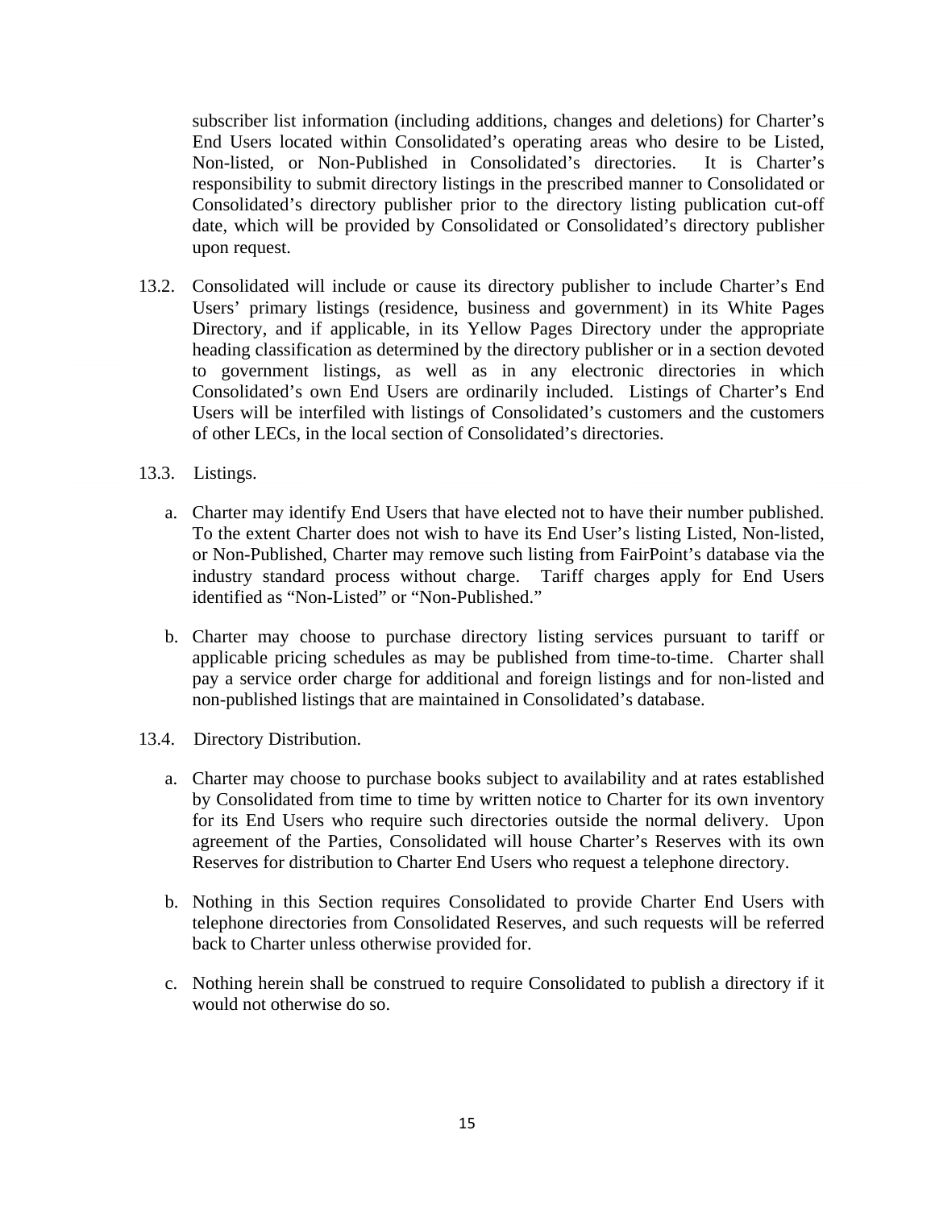subscriber list information (including additions, changes and deletions) for Charter's End Users located within Consolidated's operating areas who desire to be Listed, Non-listed, or Non-Published in Consolidated's directories. It is Charter's responsibility to submit directory listings in the prescribed manner to Consolidated or Consolidated's directory publisher prior to the directory listing publication cut-off date, which will be provided by Consolidated or Consolidated's directory publisher upon request.

13.2. Consolidated will include or cause its directory publisher to include Charter's End Users' primary listings (residence, business and government) in its White Pages Directory, and if applicable, in its Yellow Pages Directory under the appropriate heading classification as determined by the directory publisher or in a section devoted to government listings, as well as in any electronic directories in which Consolidated's own End Users are ordinarily included. Listings of Charter's End Users will be interfiled with listings of Consolidated's customers and the customers of other LECs, in the local section of Consolidated's directories.

13.3. Listings.

a. Charter may identify End Users that have elected not to have their number published. To the extent Charter does not wish to have its End User's listing Listed, Non-listed, or Non-Published, Charter may remove such listing from FairPoint's database via the industry standard process without charge. Tariff charges apply for End Users identified as "Non-Listed" or "Non-Published."

b. Charter may choose to purchase directory listing services pursuant to tariff or applicable pricing schedules as may be published from time-to-time. Charter shall pay a service order charge for additional and foreign listings and for non-listed and non-published listings that are maintained in Consolidated's database.

13.4. Directory Distribution.

a. Charter may choose to purchase books subject to availability and at rates established by Consolidated from time to time by written notice to Charter for its own inventory for its End Users who require such directories outside the normal delivery. Upon agreement of the Parties, Consolidated will house Charter's Reserves with its own Reserves for distribution to Charter End Users who request a telephone directory.

b. Nothing in this Section requires Consolidated to provide Charter End Users with telephone directories from Consolidated Reserves, and such requests will be referred back to Charter unless otherwise provided for.

c. Nothing herein shall be construed to require Consolidated to publish a directory if it would not otherwise do so.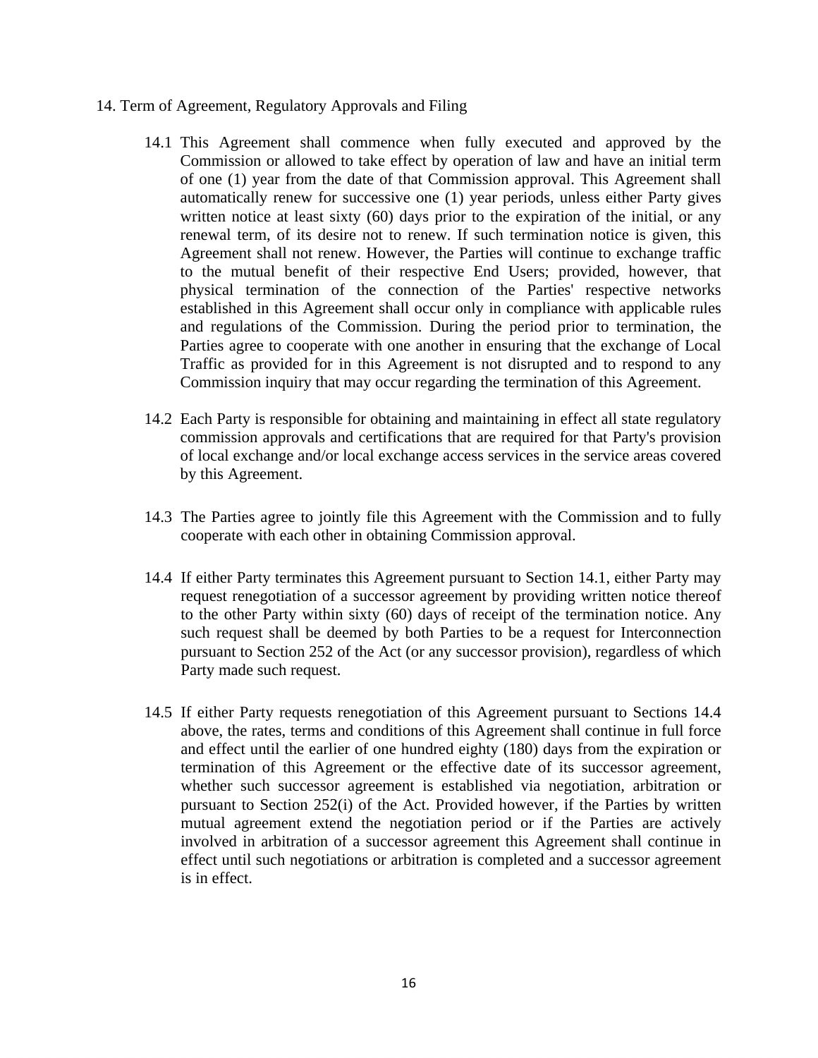## 14. Term of Agreement, Regulatory Approvals and Filing

14.1 This Agreement shall commence when fully executed and approved by the Commission or allowed to take effect by operation of law and have an initial term of one (1) year from the date of that Commission approval. This Agreement shall automatically renew for successive one (1) year periods, unless either Party gives written notice at least sixty (60) days prior to the expiration of the initial, or any renewal term, of its desire not to renew. If such termination notice is given, this Agreement shall not renew. However, the Parties will continue to exchange traffic to the mutual benefit of their respective End Users; provided, however, that physical termination of the connection of the Parties' respective networks established in this Agreement shall occur only in compliance with applicable rules and regulations of the Commission. During the period prior to termination, the Parties agree to cooperate with one another in ensuring that the exchange of Local Traffic as provided for in this Agreement is not disrupted and to respond to any Commission inquiry that may occur regarding the termination of this Agreement.

14.2 Each Party is responsible for obtaining and maintaining in effect all state regulatory commission approvals and certifications that are required for that Party's provision of local exchange and/or local exchange access services in the service areas covered by this Agreement.

14.3 The Parties agree to jointly file this Agreement with the Commission and to fully cooperate with each other in obtaining Commission approval.

14.4 If either Party terminates this Agreement pursuant to Section 14.1, either Party may request renegotiation of a successor agreement by providing written notice thereof to the other Party within sixty (60) days of receipt of the termination notice. Any such request shall be deemed by both Parties to be a request for Interconnection pursuant to Section 252 of the Act (or any successor provision), regardless of which Party made such request.

14.5 If either Party requests renegotiation of this Agreement pursuant to Sections 14.4 above, the rates, terms and conditions of this Agreement shall continue in full force and effect until the earlier of one hundred eighty (180) days from the expiration or termination of this Agreement or the effective date of its successor agreement, whether such successor agreement is established via negotiation, arbitration or pursuant to Section 252(i) of the Act. Provided however, if the Parties by written mutual agreement extend the negotiation period or if the Parties are actively involved in arbitration of a successor agreement this Agreement shall continue in effect until such negotiations or arbitration is completed and a successor agreement is in effect.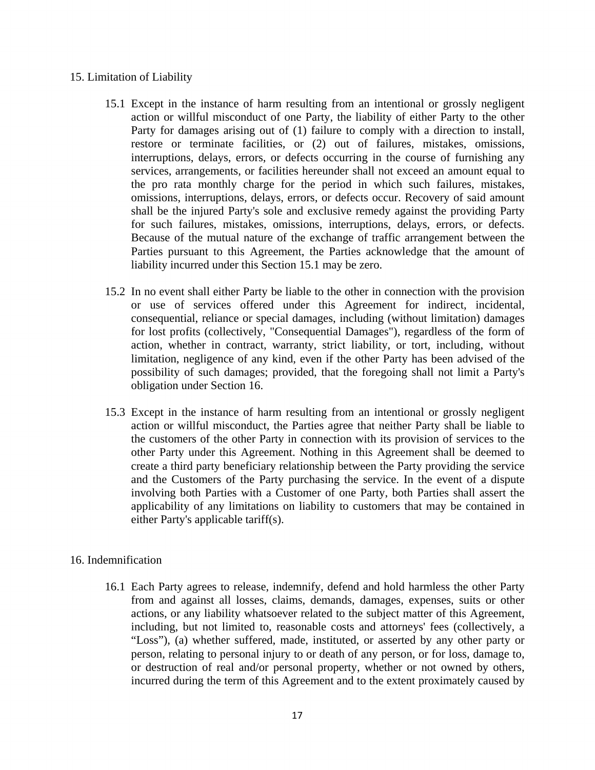## 15. Limitation of Liability

15.1 Except in the instance of harm resulting from an intentional or grossly negligent action or willful misconduct of one Party, the liability of either Party to the other Party for damages arising out of (1) failure to comply with a direction to install, restore or terminate facilities, or (2) out of failures, mistakes, omissions, interruptions, delays, errors, or defects occurring in the course of furnishing any services, arrangements, or facilities hereunder shall not exceed an amount equal to the pro rata monthly charge for the period in which such failures, mistakes, omissions, interruptions, delays, errors, or defects occur. Recovery of said amount shall be the injured Party's sole and exclusive remedy against the providing Party for such failures, mistakes, omissions, interruptions, delays, errors, or defects. Because of the mutual nature of the exchange of traffic arrangement between the Parties pursuant to this Agreement, the Parties acknowledge that the amount of liability incurred under this Section 15.1 may be zero.

15.2 In no event shall either Party be liable to the other in connection with the provision or use of services offered under this Agreement for indirect, incidental, consequential, reliance or special damages, including (without limitation) damages for lost profits (collectively, "Consequential Damages"), regardless of the form of action, whether in contract, warranty, strict liability, or tort, including, without limitation, negligence of any kind, even if the other Party has been advised of the possibility of such damages; provided, that the foregoing shall not limit a Party's obligation under Section 16.

15.3 Except in the instance of harm resulting from an intentional or grossly negligent action or willful misconduct, the Parties agree that neither Party shall be liable to the customers of the other Party in connection with its provision of services to the other Party under this Agreement. Nothing in this Agreement shall be deemed to create a third party beneficiary relationship between the Party providing the service and the Customers of the Party purchasing the service. In the event of a dispute involving both Parties with a Customer of one Party, both Parties shall assert the applicability of any limitations on liability to customers that may be contained in either Party's applicable tariff(s).

## 16. Indemnification

16.1 Each Party agrees to release, indemnify, defend and hold harmless the other Party from and against all losses, claims, demands, damages, expenses, suits or other actions, or any liability whatsoever related to the subject matter of this Agreement, including, but not limited to, reasonable costs and attorneys' fees (collectively, a "Loss"), (a) whether suffered, made, instituted, or asserted by any other party or person, relating to personal injury to or death of any person, or for loss, damage to, or destruction of real and/or personal property, whether or not owned by others, incurred during the term of this Agreement and to the extent proximately caused by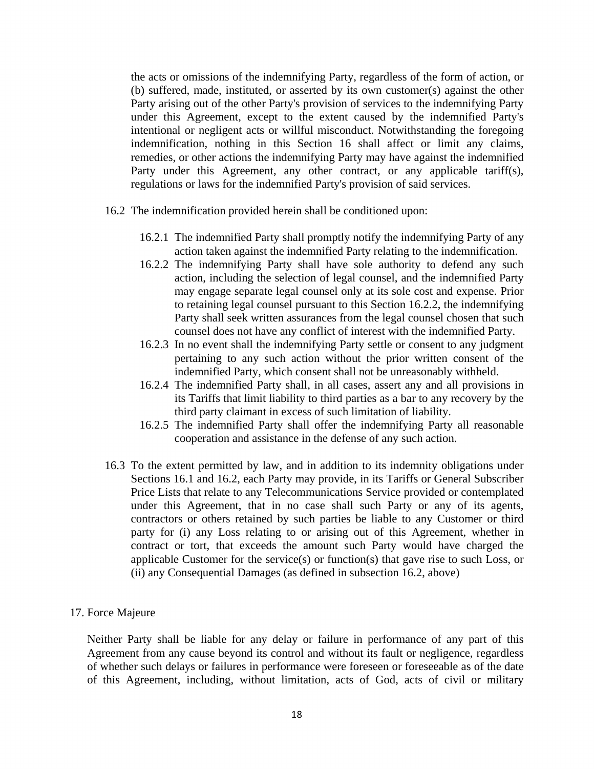the acts or omissions of the indemnifying Party, regardless of the form of action, or (b) suffered, made, instituted, or asserted by its own customer(s) against the other Party arising out of the other Party's provision of services to the indemnifying Party under this Agreement, except to the extent caused by the indemnified Party's intentional or negligent acts or willful misconduct. Notwithstanding the foregoing indemnification, nothing in this Section 16 shall affect or limit any claims, remedies, or other actions the indemnifying Party may have against the indemnified Party under this Agreement, any other contract, or any applicable tariff(s), regulations or laws for the indemnified Party's provision of said services.

16.2 The indemnification provided herein shall be conditioned upon:

16.2.1 The indemnified Party shall promptly notify the indemnifying Party of any action taken against the indemnified Party relating to the indemnification.

16.2.2 The indemnifying Party shall have sole authority to defend any such action, including the selection of legal counsel, and the indemnified Party may engage separate legal counsel only at its sole cost and expense. Prior to retaining legal counsel pursuant to this Section 16.2.2, the indemnifying Party shall seek written assurances from the legal counsel chosen that such counsel does not have any conflict of interest with the indemnified Party.

16.2.3 In no event shall the indemnifying Party settle or consent to any judgment pertaining to any such action without the prior written consent of the indemnified Party, which consent shall not be unreasonably withheld.

16.2.4 The indemnified Party shall, in all cases, assert any and all provisions in its Tariffs that limit liability to third parties as a bar to any recovery by the third party claimant in excess of such limitation of liability.

16.2.5 The indemnified Party shall offer the indemnifying Party all reasonable cooperation and assistance in the defense of any such action.

16.3 To the extent permitted by law, and in addition to its indemnity obligations under Sections 16.1 and 16.2, each Party may provide, in its Tariffs or General Subscriber Price Lists that relate to any Telecommunications Service provided or contemplated under this Agreement, that in no case shall such Party or any of its agents, contractors or others retained by such parties be liable to any Customer or third party for (i) any Loss relating to or arising out of this Agreement, whether in contract or tort, that exceeds the amount such Party would have charged the applicable Customer for the service(s) or function(s) that gave rise to such Loss, or (ii) any Consequential Damages (as defined in subsection 16.2, above)

## 17. Force Majeure

Neither Party shall be liable for any delay or failure in performance of any part of this Agreement from any cause beyond its control and without its fault or negligence, regardless of whether such delays or failures in performance were foreseen or foreseeable as of the date of this Agreement, including, without limitation, acts of God, acts of civil or military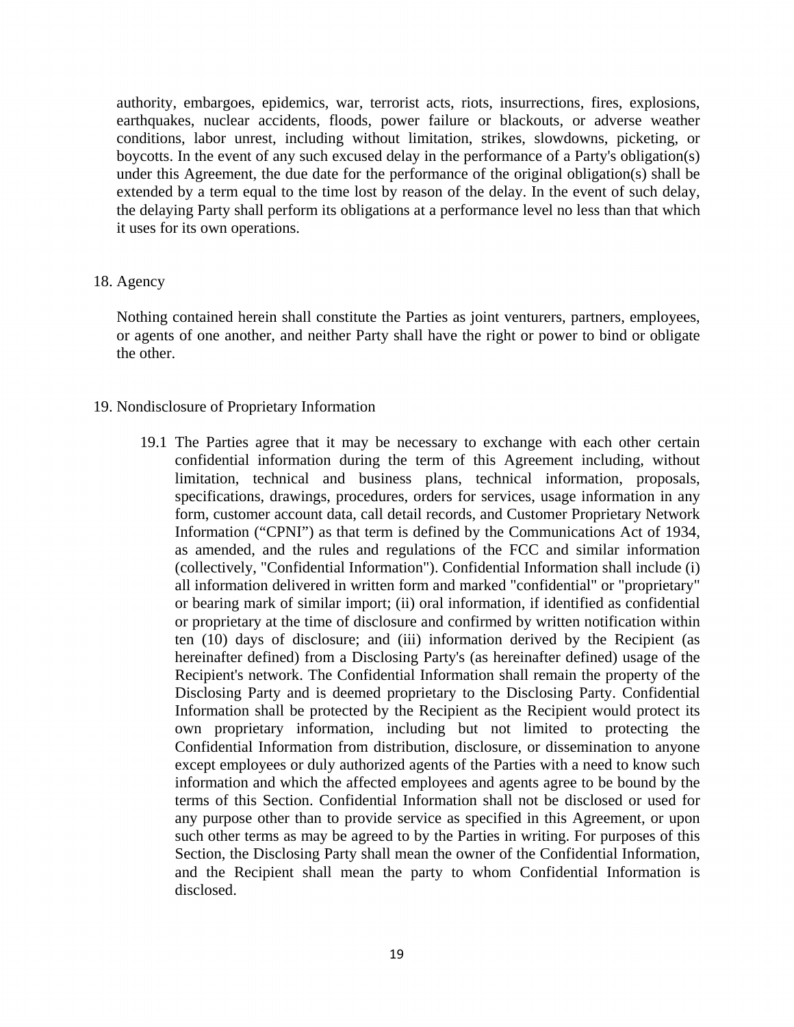authority, embargoes, epidemics, war, terrorist acts, riots, insurrections, fires, explosions, earthquakes, nuclear accidents, floods, power failure or blackouts, or adverse weather conditions, labor unrest, including without limitation, strikes, slowdowns, picketing, or boycotts. In the event of any such excused delay in the performance of a Party's obligation(s) under this Agreement, the due date for the performance of the original obligation(s) shall be extended by a term equal to the time lost by reason of the delay. In the event of such delay, the delaying Party shall perform its obligations at a performance level no less than that which it uses for its own operations.

## 18. Agency

Nothing contained herein shall constitute the Parties as joint venturers, partners, employees, or agents of one another, and neither Party shall have the right or power to bind or obligate the other.

## 19. Nondisclosure of Proprietary Information

19.1 The Parties agree that it may be necessary to exchange with each other certain confidential information during the term of this Agreement including, without limitation, technical and business plans, technical information, proposals, specifications, drawings, procedures, orders for services, usage information in any form, customer account data, call detail records, and Customer Proprietary Network Information ("CPNI") as that term is defined by the Communications Act of 1934, as amended, and the rules and regulations of the FCC and similar information (collectively, "Confidential Information"). Confidential Information shall include (i) all information delivered in written form and marked "confidential" or "proprietary" or bearing mark of similar import; (ii) oral information, if identified as confidential or proprietary at the time of disclosure and confirmed by written notification within ten (10) days of disclosure; and (iii) information derived by the Recipient (as hereinafter defined) from a Disclosing Party's (as hereinafter defined) usage of the Recipient's network. The Confidential Information shall remain the property of the Disclosing Party and is deemed proprietary to the Disclosing Party. Confidential Information shall be protected by the Recipient as the Recipient would protect its own proprietary information, including but not limited to protecting the Confidential Information from distribution, disclosure, or dissemination to anyone except employees or duly authorized agents of the Parties with a need to know such information and which the affected employees and agents agree to be bound by the terms of this Section. Confidential Information shall not be disclosed or used for any purpose other than to provide service as specified in this Agreement, or upon such other terms as may be agreed to by the Parties in writing. For purposes of this Section, the Disclosing Party shall mean the owner of the Confidential Information, and the Recipient shall mean the party to whom Confidential Information is disclosed.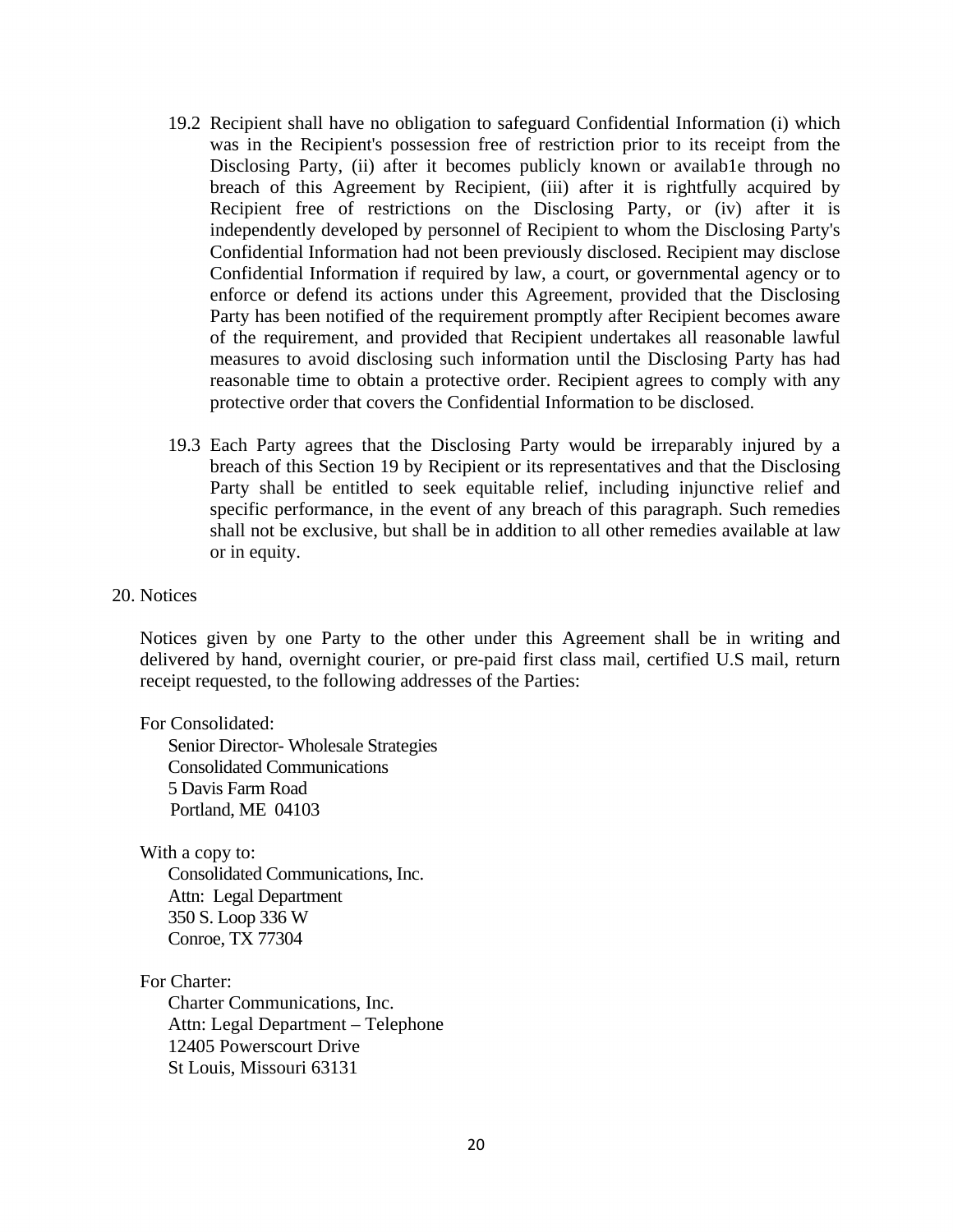19.2 Recipient shall have no obligation to safeguard Confidential Information (i) which was in the Recipient's possession free of restriction prior to its receipt from the Disclosing Party, (ii) after it becomes publicly known or availab1e through no breach of this Agreement by Recipient, (iii) after it is rightfully acquired by Recipient free of restrictions on the Disclosing Party, or (iv) after it is independently developed by personnel of Recipient to whom the Disclosing Party's Confidential Information had not been previously disclosed. Recipient may disclose Confidential Information if required by law, a court, or governmental agency or to enforce or defend its actions under this Agreement, provided that the Disclosing Party has been notified of the requirement promptly after Recipient becomes aware of the requirement, and provided that Recipient undertakes all reasonable lawful measures to avoid disclosing such information until the Disclosing Party has had reasonable time to obtain a protective order. Recipient agrees to comply with any protective order that covers the Confidential Information to be disclosed.

19.3 Each Party agrees that the Disclosing Party would be irreparably injured by a breach of this Section 19 by Recipient or its representatives and that the Disclosing Party shall be entitled to seek equitable relief, including injunctive relief and specific performance, in the event of any breach of this paragraph. Such remedies shall not be exclusive, but shall be in addition to all other remedies available at law or in equity.

## 20. Notices

Notices given by one Party to the other under this Agreement shall be in writing and delivered by hand, overnight courier, or pre-paid first class mail, certified U.S mail, return receipt requested, to the following addresses of the Parties:

For Consolidated:
Senior Director- Wholesale Strategies
Consolidated Communications
5 Davis Farm Road
Portland, ME 04103

With a copy to:
Consolidated Communications, Inc.
Attn: Legal Department
350 S. Loop 336 W
Conroe, TX 77304

For Charter:
Charter Communications, Inc.
Attn: Legal Department – Telephone
12405 Powerscourt Drive
St Louis, Missouri 63131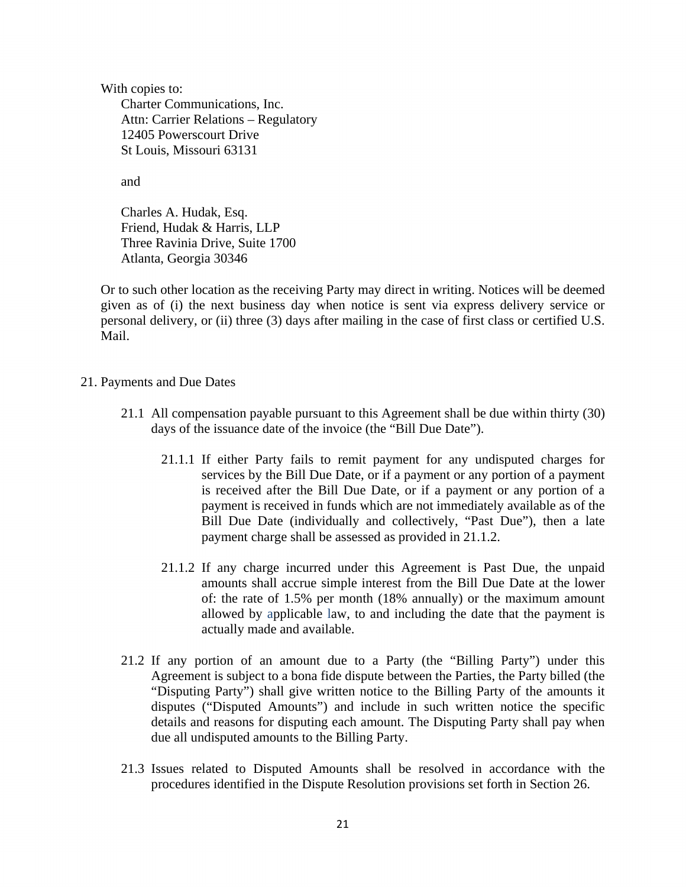With copies to:

Charter Communications, Inc.
Attn: Carrier Relations – Regulatory
12405 Powerscourt Drive
St Louis, Missouri 63131

and

Charles A. Hudak, Esq.
Friend, Hudak & Harris, LLP
Three Ravinia Drive, Suite 1700
Atlanta, Georgia 30346

Or to such other location as the receiving Party may direct in writing. Notices will be deemed given as of (i) the next business day when notice is sent via express delivery service or personal delivery, or (ii) three (3) days after mailing in the case of first class or certified U.S. Mail.

21. Payments and Due Dates

21.1 All compensation payable pursuant to this Agreement shall be due within thirty (30) days of the issuance date of the invoice (the "Bill Due Date").

21.1.1 If either Party fails to remit payment for any undisputed charges for services by the Bill Due Date, or if a payment or any portion of a payment is received after the Bill Due Date, or if a payment or any portion of a payment is received in funds which are not immediately available as of the Bill Due Date (individually and collectively, "Past Due"), then a late payment charge shall be assessed as provided in 21.1.2.

21.1.2 If any charge incurred under this Agreement is Past Due, the unpaid amounts shall accrue simple interest from the Bill Due Date at the lower of: the rate of 1.5% per month (18% annually) or the maximum amount allowed by applicable law, to and including the date that the payment is actually made and available.

21.2 If any portion of an amount due to a Party (the "Billing Party") under this Agreement is subject to a bona fide dispute between the Parties, the Party billed (the "Disputing Party") shall give written notice to the Billing Party of the amounts it disputes ("Disputed Amounts") and include in such written notice the specific details and reasons for disputing each amount. The Disputing Party shall pay when due all undisputed amounts to the Billing Party.

21.3 Issues related to Disputed Amounts shall be resolved in accordance with the procedures identified in the Dispute Resolution provisions set forth in Section 26.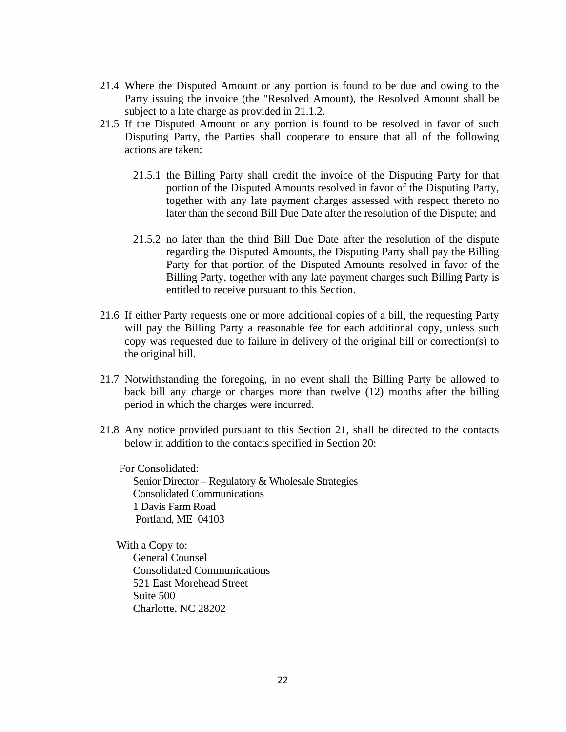21.4 Where the Disputed Amount or any portion is found to be due and owing to the Party issuing the invoice (the "Resolved Amount), the Resolved Amount shall be subject to a late charge as provided in 21.1.2.

21.5 If the Disputed Amount or any portion is found to be resolved in favor of such Disputing Party, the Parties shall cooperate to ensure that all of the following actions are taken:

21.5.1 the Billing Party shall credit the invoice of the Disputing Party for that portion of the Disputed Amounts resolved in favor of the Disputing Party, together with any late payment charges assessed with respect thereto no later than the second Bill Due Date after the resolution of the Dispute; and

21.5.2 no later than the third Bill Due Date after the resolution of the dispute regarding the Disputed Amounts, the Disputing Party shall pay the Billing Party for that portion of the Disputed Amounts resolved in favor of the Billing Party, together with any late payment charges such Billing Party is entitled to receive pursuant to this Section.

21.6 If either Party requests one or more additional copies of a bill, the requesting Party will pay the Billing Party a reasonable fee for each additional copy, unless such copy was requested due to failure in delivery of the original bill or correction(s) to the original bill.

21.7 Notwithstanding the foregoing, in no event shall the Billing Party be allowed to back bill any charge or charges more than twelve (12) months after the billing period in which the charges were incurred.

21.8 Any notice provided pursuant to this Section 21, shall be directed to the contacts below in addition to the contacts specified in Section 20:

For Consolidated:
Senior Director – Regulatory & Wholesale Strategies
Consolidated Communications
1 Davis Farm Road
Portland, ME 04103

With a Copy to:
General Counsel
Consolidated Communications
521 East Morehead Street
Suite 500
Charlotte, NC 28202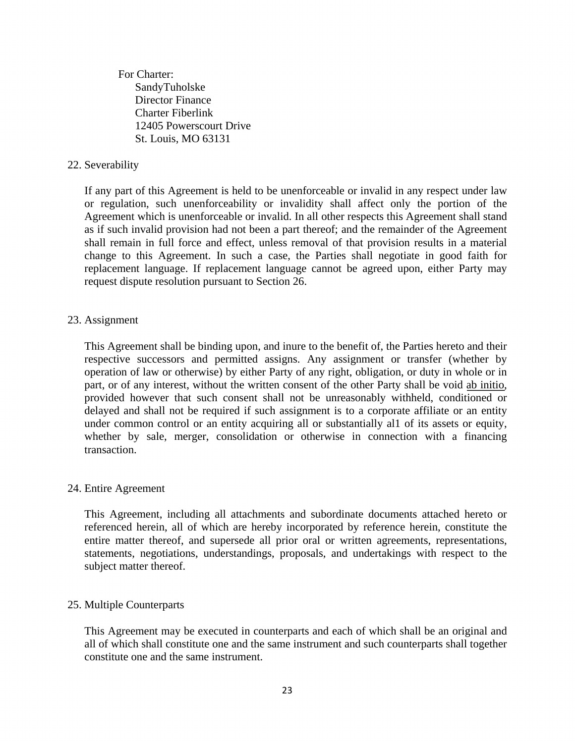For Charter:
SandyTuholske
Director Finance
Charter Fiberlink
12405 Powerscourt Drive
St. Louis, MO 63131

22. Severability

If any part of this Agreement is held to be unenforceable or invalid in any respect under law or regulation, such unenforceability or invalidity shall affect only the portion of the Agreement which is unenforceable or invalid. In all other respects this Agreement shall stand as if such invalid provision had not been a part thereof; and the remainder of the Agreement shall remain in full force and effect, unless removal of that provision results in a material change to this Agreement. In such a case, the Parties shall negotiate in good faith for replacement language. If replacement language cannot be agreed upon, either Party may request dispute resolution pursuant to Section 26.

23. Assignment

This Agreement shall be binding upon, and inure to the benefit of, the Parties hereto and their respective successors and permitted assigns. Any assignment or transfer (whether by operation of law or otherwise) by either Party of any right, obligation, or duty in whole or in part, or of any interest, without the written consent of the other Party shall be void ab initio, provided however that such consent shall not be unreasonably withheld, conditioned or delayed and shall not be required if such assignment is to a corporate affiliate or an entity under common control or an entity acquiring all or substantially al1 of its assets or equity, whether by sale, merger, consolidation or otherwise in connection with a financing transaction.

24. Entire Agreement

This Agreement, including all attachments and subordinate documents attached hereto or referenced herein, all of which are hereby incorporated by reference herein, constitute the entire matter thereof, and supersede all prior oral or written agreements, representations, statements, negotiations, understandings, proposals, and undertakings with respect to the subject matter thereof.

25. Multiple Counterparts

This Agreement may be executed in counterparts and each of which shall be an original and all of which shall constitute one and the same instrument and such counterparts shall together constitute one and the same instrument.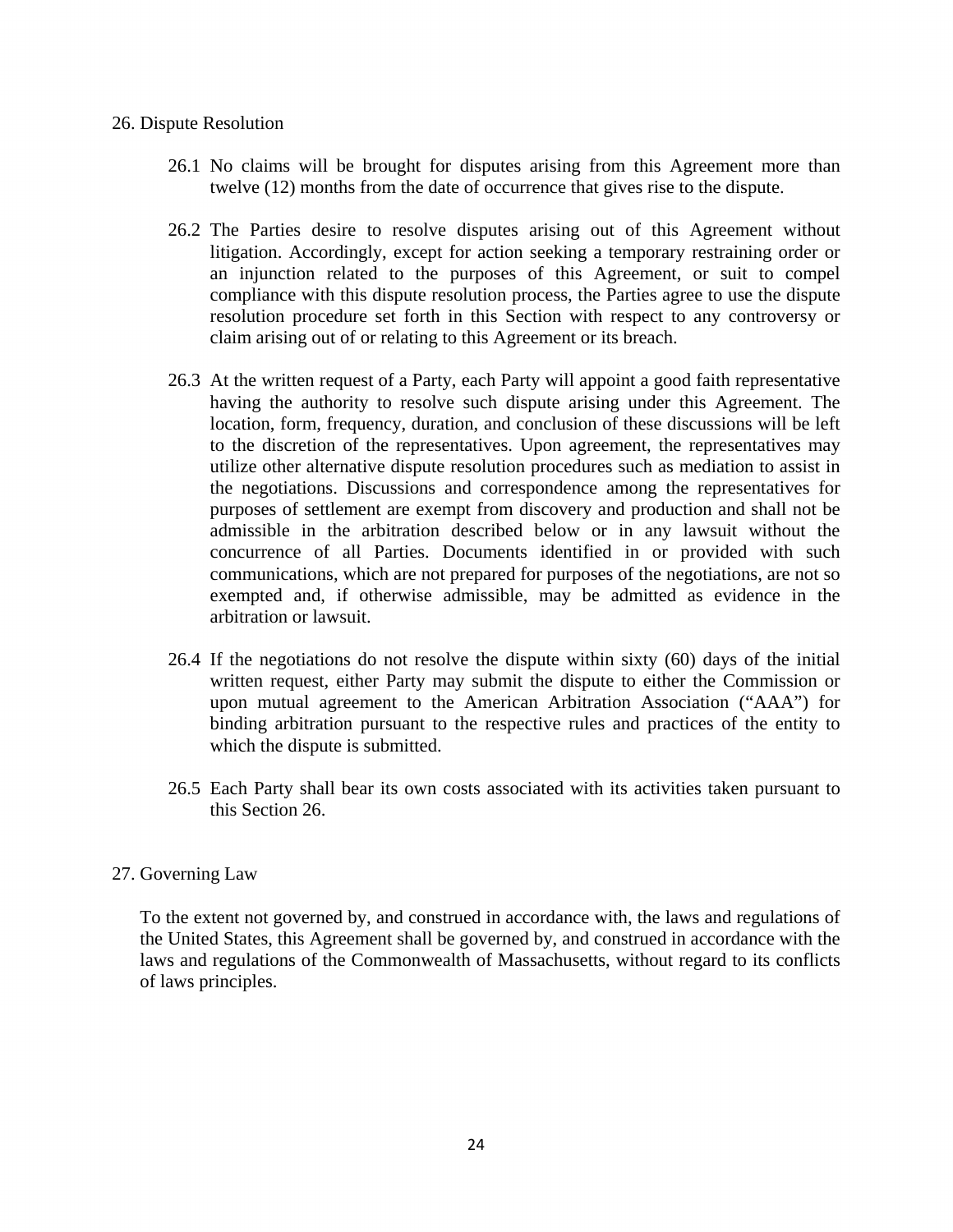## 26. Dispute Resolution

26.1 No claims will be brought for disputes arising from this Agreement more than twelve (12) months from the date of occurrence that gives rise to the dispute.

26.2 The Parties desire to resolve disputes arising out of this Agreement without litigation. Accordingly, except for action seeking a temporary restraining order or an injunction related to the purposes of this Agreement, or suit to compel compliance with this dispute resolution process, the Parties agree to use the dispute resolution procedure set forth in this Section with respect to any controversy or claim arising out of or relating to this Agreement or its breach.

26.3 At the written request of a Party, each Party will appoint a good faith representative having the authority to resolve such dispute arising under this Agreement. The location, form, frequency, duration, and conclusion of these discussions will be left to the discretion of the representatives. Upon agreement, the representatives may utilize other alternative dispute resolution procedures such as mediation to assist in the negotiations. Discussions and correspondence among the representatives for purposes of settlement are exempt from discovery and production and shall not be admissible in the arbitration described below or in any lawsuit without the concurrence of all Parties. Documents identified in or provided with such communications, which are not prepared for purposes of the negotiations, are not so exempted and, if otherwise admissible, may be admitted as evidence in the arbitration or lawsuit.

26.4 If the negotiations do not resolve the dispute within sixty (60) days of the initial written request, either Party may submit the dispute to either the Commission or upon mutual agreement to the American Arbitration Association ("AAA") for binding arbitration pursuant to the respective rules and practices of the entity to which the dispute is submitted.

26.5 Each Party shall bear its own costs associated with its activities taken pursuant to this Section 26.

## 27. Governing Law

To the extent not governed by, and construed in accordance with, the laws and regulations of the United States, this Agreement shall be governed by, and construed in accordance with the laws and regulations of the Commonwealth of Massachusetts, without regard to its conflicts of laws principles.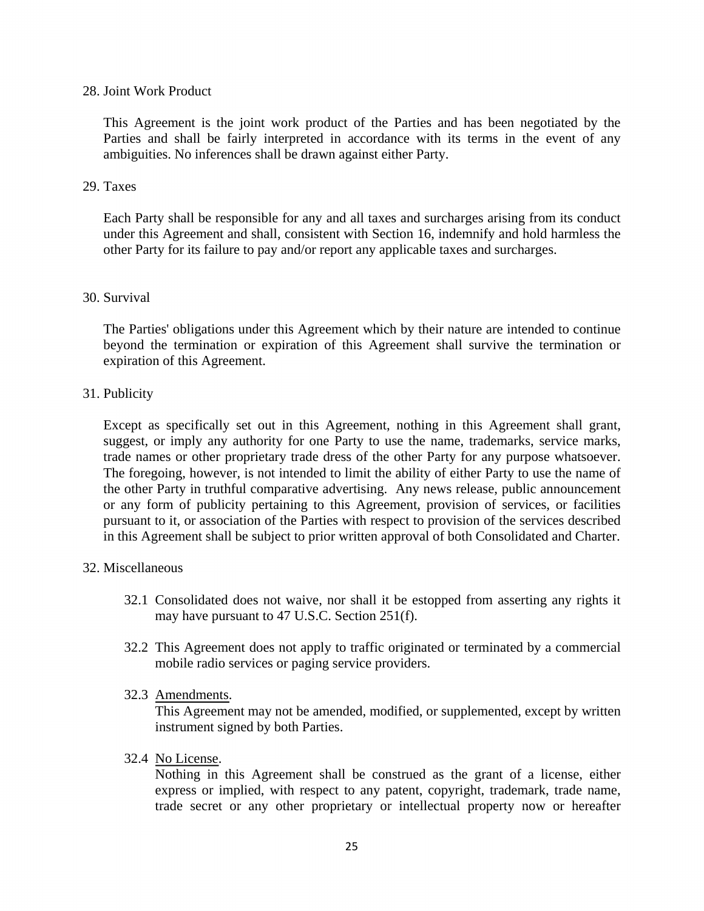## 28. Joint Work Product

This Agreement is the joint work product of the Parties and has been negotiated by the Parties and shall be fairly interpreted in accordance with its terms in the event of any ambiguities. No inferences shall be drawn against either Party.

## 29. Taxes

Each Party shall be responsible for any and all taxes and surcharges arising from its conduct under this Agreement and shall, consistent with Section 16, indemnify and hold harmless the other Party for its failure to pay and/or report any applicable taxes and surcharges.

## 30. Survival

The Parties' obligations under this Agreement which by their nature are intended to continue beyond the termination or expiration of this Agreement shall survive the termination or expiration of this Agreement.

## 31. Publicity

Except as specifically set out in this Agreement, nothing in this Agreement shall grant, suggest, or imply any authority for one Party to use the name, trademarks, service marks, trade names or other proprietary trade dress of the other Party for any purpose whatsoever. The foregoing, however, is not intended to limit the ability of either Party to use the name of the other Party in truthful comparative advertising. Any news release, public announcement or any form of publicity pertaining to this Agreement, provision of services, or facilities pursuant to it, or association of the Parties with respect to provision of the services described in this Agreement shall be subject to prior written approval of both Consolidated and Charter.

## 32. Miscellaneous

32.1 Consolidated does not waive, nor shall it be estopped from asserting any rights it may have pursuant to 47 U.S.C. Section 251(f).

32.2 This Agreement does not apply to traffic originated or terminated by a commercial mobile radio services or paging service providers.

32.3 Amendments.
This Agreement may not be amended, modified, or supplemented, except by written instrument signed by both Parties.

32.4 No License.
Nothing in this Agreement shall be construed as the grant of a license, either express or implied, with respect to any patent, copyright, trademark, trade name, trade secret or any other proprietary or intellectual property now or hereafter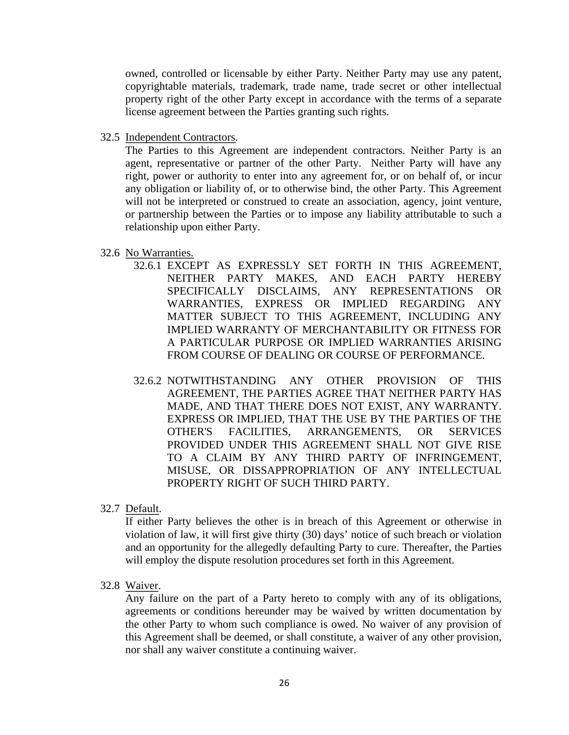owned, controlled or licensable by either Party. Neither Party may use any patent, copyrightable materials, trademark, trade name, trade secret or other intellectual property right of the other Party except in accordance with the terms of a separate license agreement between the Parties granting such rights.

32.5 <u>Independent Contractors</u>.

The Parties to this Agreement are independent contractors. Neither Party is an agent, representative or partner of the other Party. Neither Party will have any right, power or authority to enter into any agreement for, or on behalf of, or incur any obligation or liability of, or to otherwise bind, the other Party. This Agreement will not be interpreted or construed to create an association, agency, joint venture, or partnership between the Parties or to impose any liability attributable to such a relationship upon either Party.

32.6 <u>No Warranties.</u>

32.6.1 EXCEPT AS EXPRESSLY SET FORTH IN THIS AGREEMENT, NEITHER PARTY MAKES, AND EACH PARTY HEREBY SPECIFICALLY DISCLAIMS, ANY REPRESENTATIONS OR WARRANTIES, EXPRESS OR IMPLIED REGARDING ANY MATTER SUBJECT TO THIS AGREEMENT, INCLUDING ANY IMPLIED WARRANTY OF MERCHANTABILITY OR FITNESS FOR A PARTICULAR PURPOSE OR IMPLIED WARRANTIES ARISING FROM COURSE OF DEALING OR COURSE OF PERFORMANCE.

32.6.2 NOTWITHSTANDING ANY OTHER PROVISION OF THIS AGREEMENT, THE PARTIES AGREE THAT NEITHER PARTY HAS MADE, AND THAT THERE DOES NOT EXIST, ANY WARRANTY. EXPRESS OR IMPLIED, THAT THE USE BY THE PARTIES OF THE OTHER'S FACILITIES, ARRANGEMENTS, OR SERVICES PROVIDED UNDER THIS AGREEMENT SHALL NOT GIVE RISE TO A CLAIM BY ANY THIRD PARTY OF INFRINGEMENT, MISUSE, OR DISSAPPROPRIATION OF ANY INTELLECTUAL PROPERTY RIGHT OF SUCH THIRD PARTY.

32.7 <u>Default</u>.

If either Party believes the other is in breach of this Agreement or otherwise in violation of law, it will first give thirty (30) days' notice of such breach or violation and an opportunity for the allegedly defaulting Party to cure. Thereafter, the Parties will employ the dispute resolution procedures set forth in this Agreement.

32.8 <u>Waiver</u>.

Any failure on the part of a Party hereto to comply with any of its obligations, agreements or conditions hereunder may be waived by written documentation by the other Party to whom such compliance is owed. No waiver of any provision of this Agreement shall be deemed, or shall constitute, a waiver of any other provision, nor shall any waiver constitute a continuing waiver.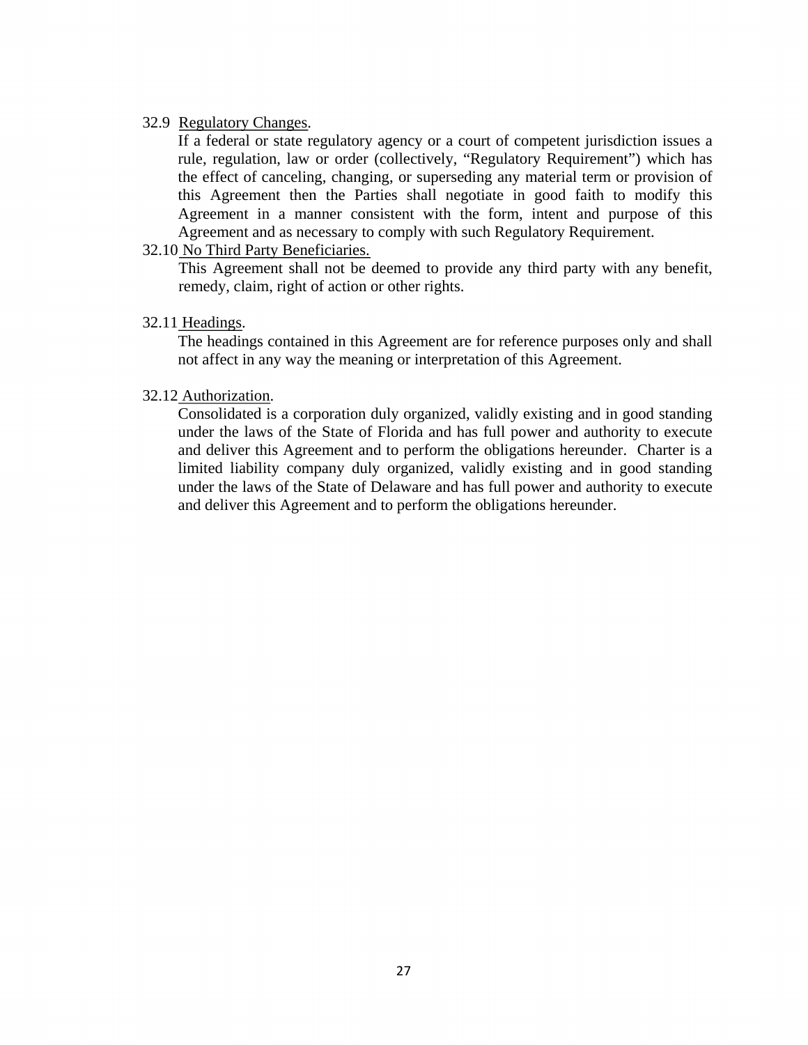32.9 Regulatory Changes.

If a federal or state regulatory agency or a court of competent jurisdiction issues a rule, regulation, law or order (collectively, "Regulatory Requirement") which has the effect of canceling, changing, or superseding any material term or provision of this Agreement then the Parties shall negotiate in good faith to modify this Agreement in a manner consistent with the form, intent and purpose of this Agreement and as necessary to comply with such Regulatory Requirement.

32.10 No Third Party Beneficiaries.

This Agreement shall not be deemed to provide any third party with any benefit, remedy, claim, right of action or other rights.

32.11 Headings.

The headings contained in this Agreement are for reference purposes only and shall not affect in any way the meaning or interpretation of this Agreement.

32.12 Authorization.

Consolidated is a corporation duly organized, validly existing and in good standing under the laws of the State of Florida and has full power and authority to execute and deliver this Agreement and to perform the obligations hereunder. Charter is a limited liability company duly organized, validly existing and in good standing under the laws of the State of Delaware and has full power and authority to execute and deliver this Agreement and to perform the obligations hereunder.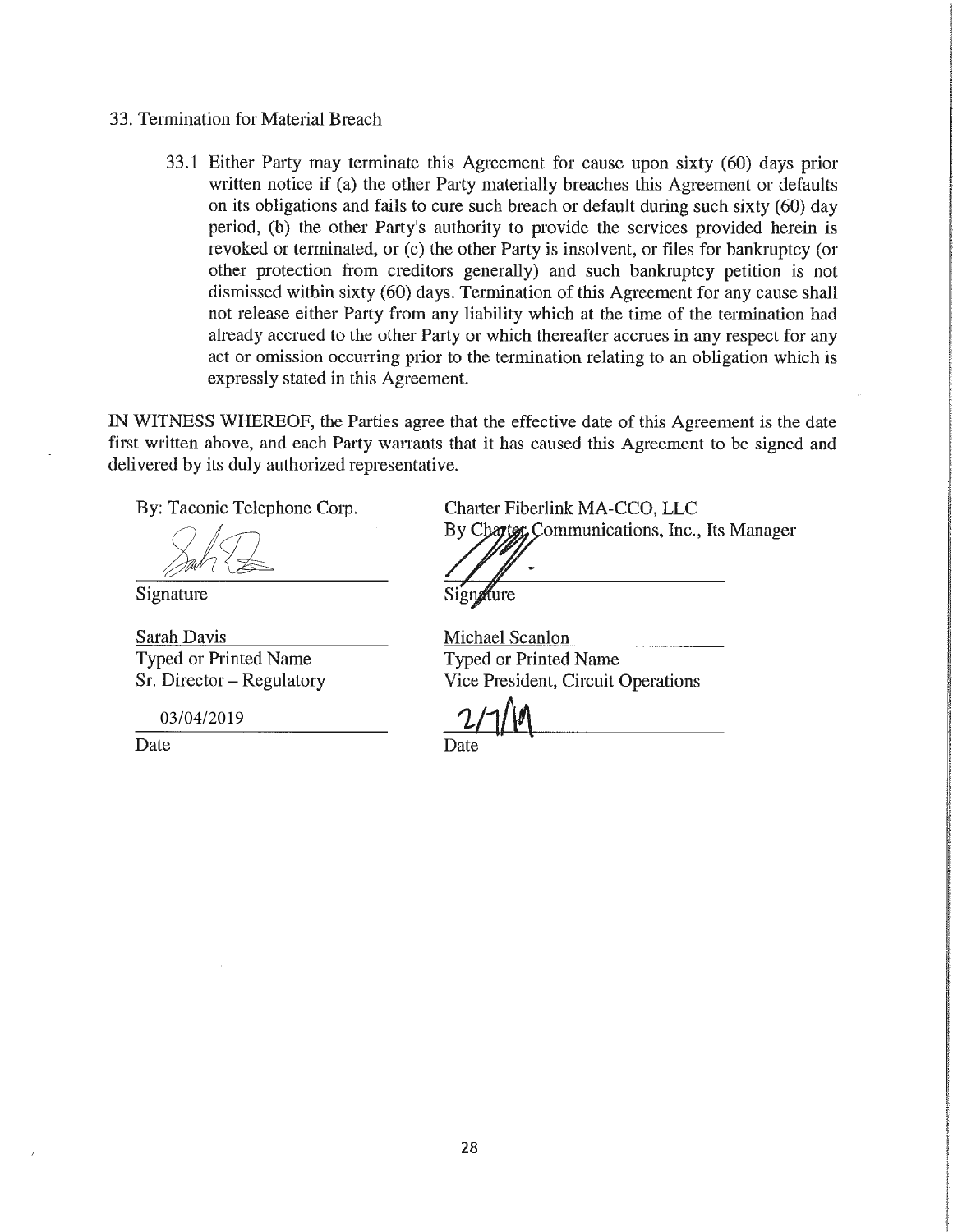33. Termination for Material Breach

33.1 Either Party may terminate this Agreement for cause upon sixty (60) days prior written notice if (a) the other Party materially breaches this Agreement or defaults on its obligations and fails to cure such breach or default during such sixty (60) day period, (b) the other Party's authority to provide the services provided herein is revoked or terminated, or (c) the other Party is insolvent, or files for bankruptcy (or other protection from creditors generally) and such bankruptcy petition is not dismissed within sixty (60) days. Termination of this Agreement for any cause shall not release either Party from any liability which at the time of the termination had already accrued to the other Party or which thereafter accrues in any respect for any act or omission occurring prior to the termination relating to an obligation which is expressly stated in this Agreement.

IN WITNESS WHEREOF, the Parties agree that the effective date of this Agreement is the date first written above, and each Party warrants that it has caused this Agreement to be signed and delivered by its duly authorized representative.

| By: Taconic Telephone Corp. | Charter Fiberlink MA-CCO, LLC<br>By Charter Communications, Inc., Its Manager |
| --- | --- |
| Signature | Signature |
| Sarah Davis<br>Typed or Printed Name<br>Sr. Director – Regulatory | Michael Scanlon<br>Typed or Printed Name<br>Vice President, Circuit Operations |
| 03/04/2019<br>Date | 2/7/19<br>Date |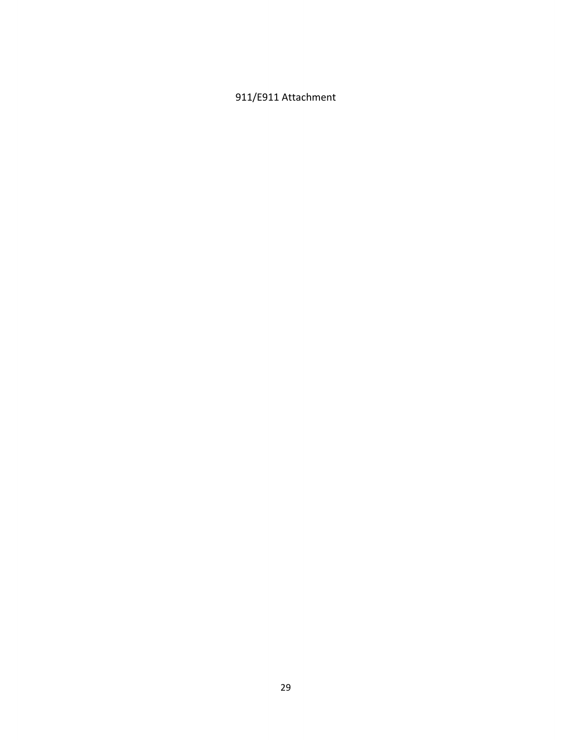911/E911 Attachment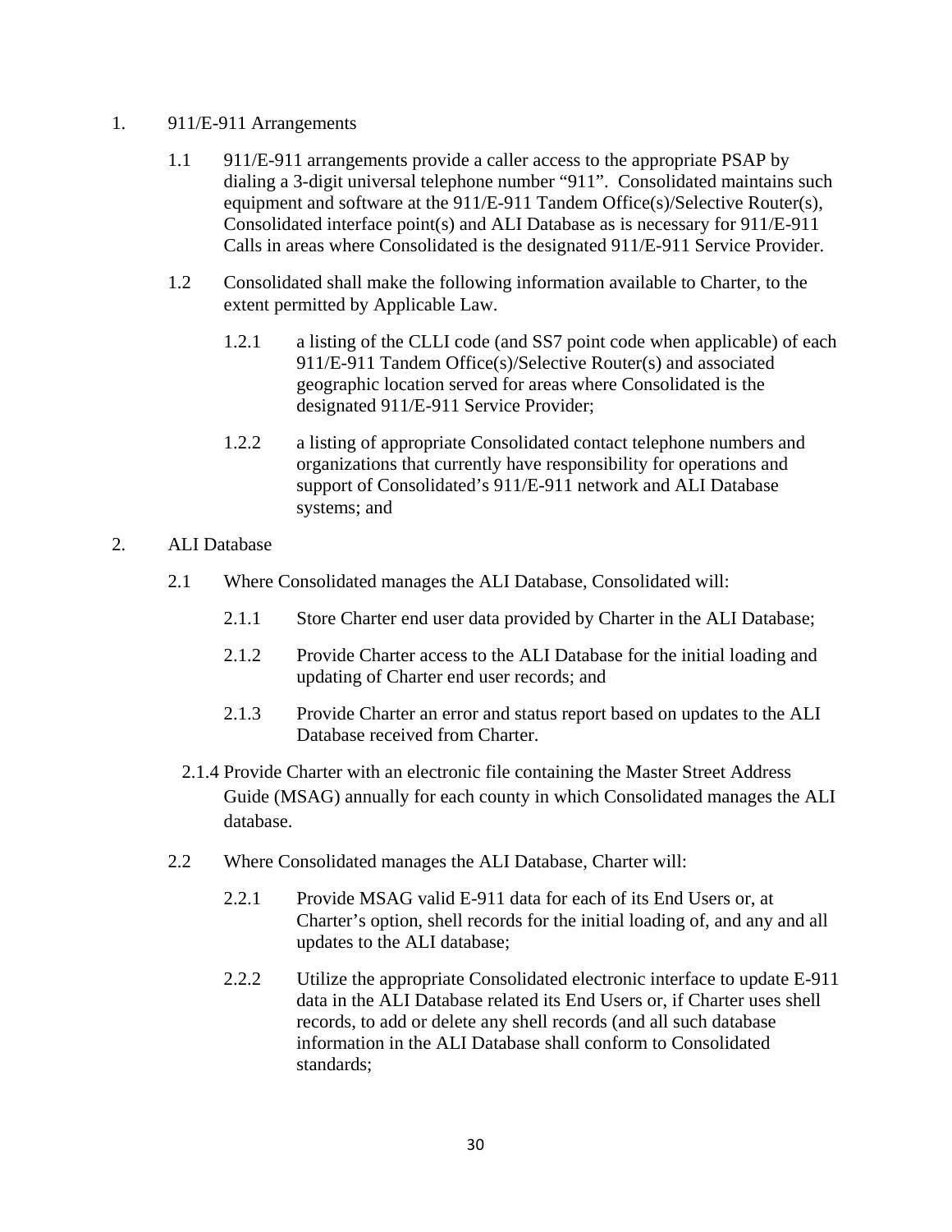1. 911/E-911 Arrangements

   1.1 911/E-911 arrangements provide a caller access to the appropriate PSAP by dialing a 3-digit universal telephone number "911". Consolidated maintains such equipment and software at the 911/E-911 Tandem Office(s)/Selective Router(s), Consolidated interface point(s) and ALI Database as is necessary for 911/E-911 Calls in areas where Consolidated is the designated 911/E-911 Service Provider.

   1.2 Consolidated shall make the following information available to Charter, to the extent permitted by Applicable Law.

      1.2.1 a listing of the CLLI code (and SS7 point code when applicable) of each 911/E-911 Tandem Office(s)/Selective Router(s) and associated geographic location served for areas where Consolidated is the designated 911/E-911 Service Provider;

      1.2.2 a listing of appropriate Consolidated contact telephone numbers and organizations that currently have responsibility for operations and support of Consolidated's 911/E-911 network and ALI Database systems; and

2. ALI Database

   2.1 Where Consolidated manages the ALI Database, Consolidated will:

      2.1.1 Store Charter end user data provided by Charter in the ALI Database;

      2.1.2 Provide Charter access to the ALI Database for the initial loading and updating of Charter end user records; and

      2.1.3 Provide Charter an error and status report based on updates to the ALI Database received from Charter.

      2.1.4 Provide Charter with an electronic file containing the Master Street Address Guide (MSAG) annually for each county in which Consolidated manages the ALI database.

   2.2 Where Consolidated manages the ALI Database, Charter will:

      2.2.1 Provide MSAG valid E-911 data for each of its End Users or, at Charter's option, shell records for the initial loading of, and any and all updates to the ALI database;

      2.2.2 Utilize the appropriate Consolidated electronic interface to update E-911 data in the ALI Database related its End Users or, if Charter uses shell records, to add or delete any shell records (and all such database information in the ALI Database shall conform to Consolidated standards;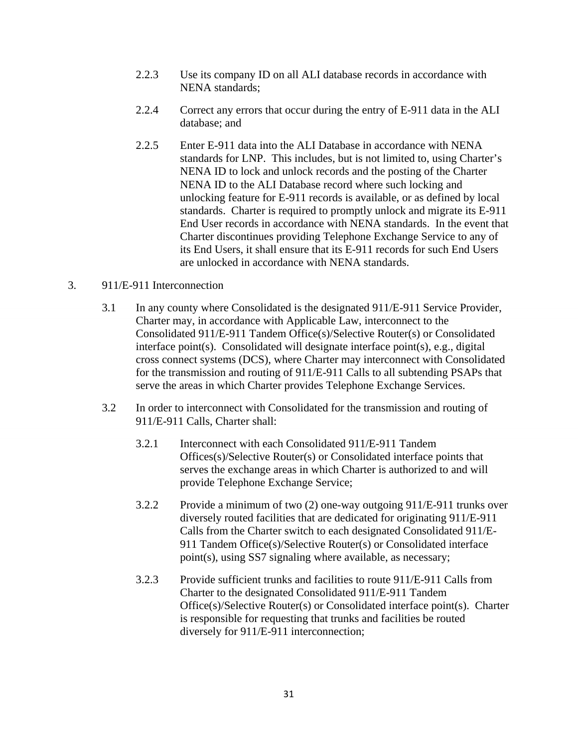2.2.3 Use its company ID on all ALI database records in accordance with NENA standards;

2.2.4 Correct any errors that occur during the entry of E-911 data in the ALI database; and

2.2.5 Enter E-911 data into the ALI Database in accordance with NENA standards for LNP. This includes, but is not limited to, using Charter's NENA ID to lock and unlock records and the posting of the Charter NENA ID to the ALI Database record where such locking and unlocking feature for E-911 records is available, or as defined by local standards. Charter is required to promptly unlock and migrate its E-911 End User records in accordance with NENA standards. In the event that Charter discontinues providing Telephone Exchange Service to any of its End Users, it shall ensure that its E-911 records for such End Users are unlocked in accordance with NENA standards.

3. 911/E-911 Interconnection

3.1 In any county where Consolidated is the designated 911/E-911 Service Provider, Charter may, in accordance with Applicable Law, interconnect to the Consolidated 911/E-911 Tandem Office(s)/Selective Router(s) or Consolidated interface point(s). Consolidated will designate interface point(s), e.g., digital cross connect systems (DCS), where Charter may interconnect with Consolidated for the transmission and routing of 911/E-911 Calls to all subtending PSAPs that serve the areas in which Charter provides Telephone Exchange Services.

3.2 In order to interconnect with Consolidated for the transmission and routing of 911/E-911 Calls, Charter shall:

3.2.1 Interconnect with each Consolidated 911/E-911 Tandem Offices(s)/Selective Router(s) or Consolidated interface points that serves the exchange areas in which Charter is authorized to and will provide Telephone Exchange Service;

3.2.2 Provide a minimum of two (2) one-way outgoing 911/E-911 trunks over diversely routed facilities that are dedicated for originating 911/E-911 Calls from the Charter switch to each designated Consolidated 911/E-911 Tandem Office(s)/Selective Router(s) or Consolidated interface point(s), using SS7 signaling where available, as necessary;

3.2.3 Provide sufficient trunks and facilities to route 911/E-911 Calls from Charter to the designated Consolidated 911/E-911 Tandem Office(s)/Selective Router(s) or Consolidated interface point(s). Charter is responsible for requesting that trunks and facilities be routed diversely for 911/E-911 interconnection;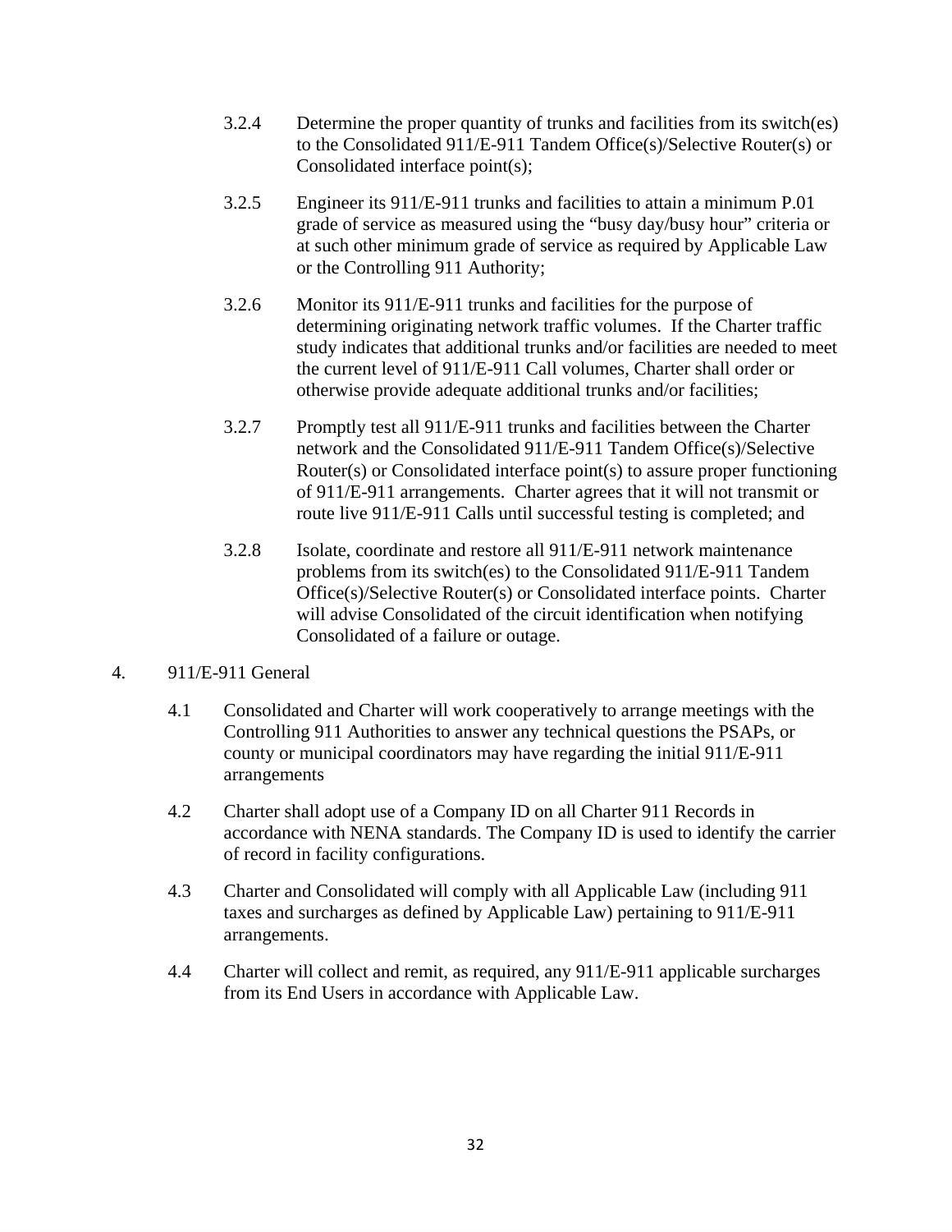3.2.4 Determine the proper quantity of trunks and facilities from its switch(es) to the Consolidated 911/E-911 Tandem Office(s)/Selective Router(s) or Consolidated interface point(s);

3.2.5 Engineer its 911/E-911 trunks and facilities to attain a minimum P.01 grade of service as measured using the "busy day/busy hour" criteria or at such other minimum grade of service as required by Applicable Law or the Controlling 911 Authority;

3.2.6 Monitor its 911/E-911 trunks and facilities for the purpose of determining originating network traffic volumes. If the Charter traffic study indicates that additional trunks and/or facilities are needed to meet the current level of 911/E-911 Call volumes, Charter shall order or otherwise provide adequate additional trunks and/or facilities;

3.2.7 Promptly test all 911/E-911 trunks and facilities between the Charter network and the Consolidated 911/E-911 Tandem Office(s)/Selective Router(s) or Consolidated interface point(s) to assure proper functioning of 911/E-911 arrangements. Charter agrees that it will not transmit or route live 911/E-911 Calls until successful testing is completed; and

3.2.8 Isolate, coordinate and restore all 911/E-911 network maintenance problems from its switch(es) to the Consolidated 911/E-911 Tandem Office(s)/Selective Router(s) or Consolidated interface points. Charter will advise Consolidated of the circuit identification when notifying Consolidated of a failure or outage.

4. 911/E-911 General

4.1 Consolidated and Charter will work cooperatively to arrange meetings with the Controlling 911 Authorities to answer any technical questions the PSAPs, or county or municipal coordinators may have regarding the initial 911/E-911 arrangements

4.2 Charter shall adopt use of a Company ID on all Charter 911 Records in accordance with NENA standards. The Company ID is used to identify the carrier of record in facility configurations.

4.3 Charter and Consolidated will comply with all Applicable Law (including 911 taxes and surcharges as defined by Applicable Law) pertaining to 911/E-911 arrangements.

4.4 Charter will collect and remit, as required, any 911/E-911 applicable surcharges from its End Users in accordance with Applicable Law.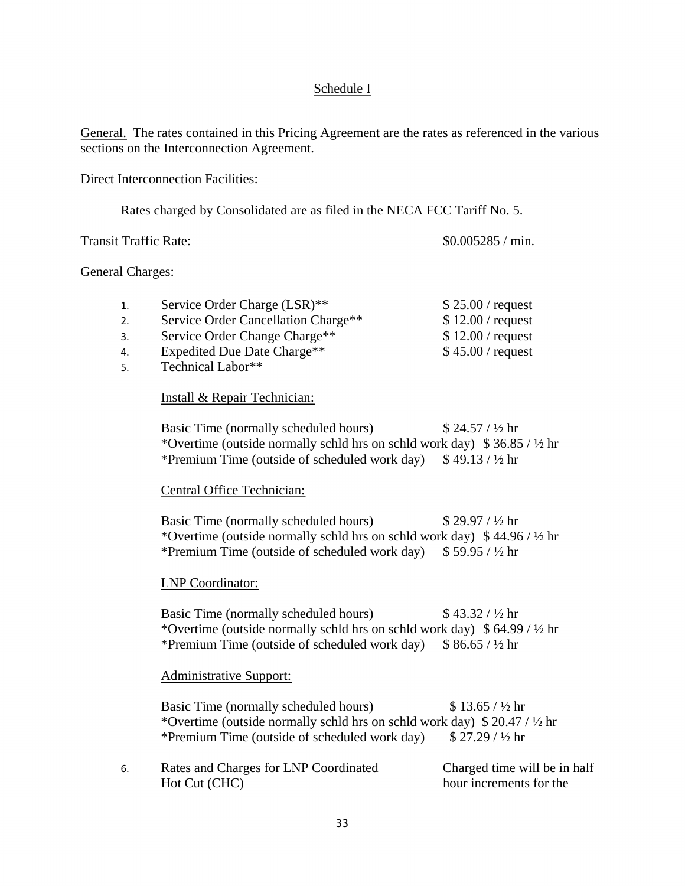## Schedule I

General. The rates contained in this Pricing Agreement are the rates as referenced in the various sections on the Interconnection Agreement.

Direct Interconnection Facilities:

Rates charged by Consolidated are as filed in the NECA FCC Tariff No. 5.

Transit Traffic Rate: $0.005285 / min.

General Charges:

1. Service Order Charge (LSR)** — $ 25.00 / request
2. Service Order Cancellation Charge** — $ 12.00 / request
3. Service Order Change Charge** — $ 12.00 / request
4. Expedited Due Date Charge** — $ 45.00 / request
5. Technical Labor**

   Install & Repair Technician:

   | | |
   |---|---|
   | Basic Time (normally scheduled hours) | $ 24.57 / ½ hr |
   | *Overtime (outside normally schld hrs on schld work day) | $ 36.85 / ½ hr |
   | *Premium Time (outside of scheduled work day) | $ 49.13 / ½ hr |

   Central Office Technician:

   | | |
   |---|---|
   | Basic Time (normally scheduled hours) | $ 29.97 / ½ hr |
   | *Overtime (outside normally schld hrs on schld work day) | $ 44.96 / ½ hr |
   | *Premium Time (outside of scheduled work day) | $ 59.95 / ½ hr |

   LNP Coordinator:

   | | |
   |---|---|
   | Basic Time (normally scheduled hours) | $ 43.32 / ½ hr |
   | *Overtime (outside normally schld hrs on schld work day) | $ 64.99 / ½ hr |
   | *Premium Time (outside of scheduled work day) | $ 86.65 / ½ hr |

   Administrative Support:

   | | |
   |---|---|
   | Basic Time (normally scheduled hours) | $ 13.65 / ½ hr |
   | *Overtime (outside normally schld hrs on schld work day) | $ 20.47 / ½ hr |
   | *Premium Time (outside of scheduled work day) | $ 27.29 / ½ hr |

6. Rates and Charges for LNP Coordinated Hot Cut (CHC) — Charged time will be in half hour increments for the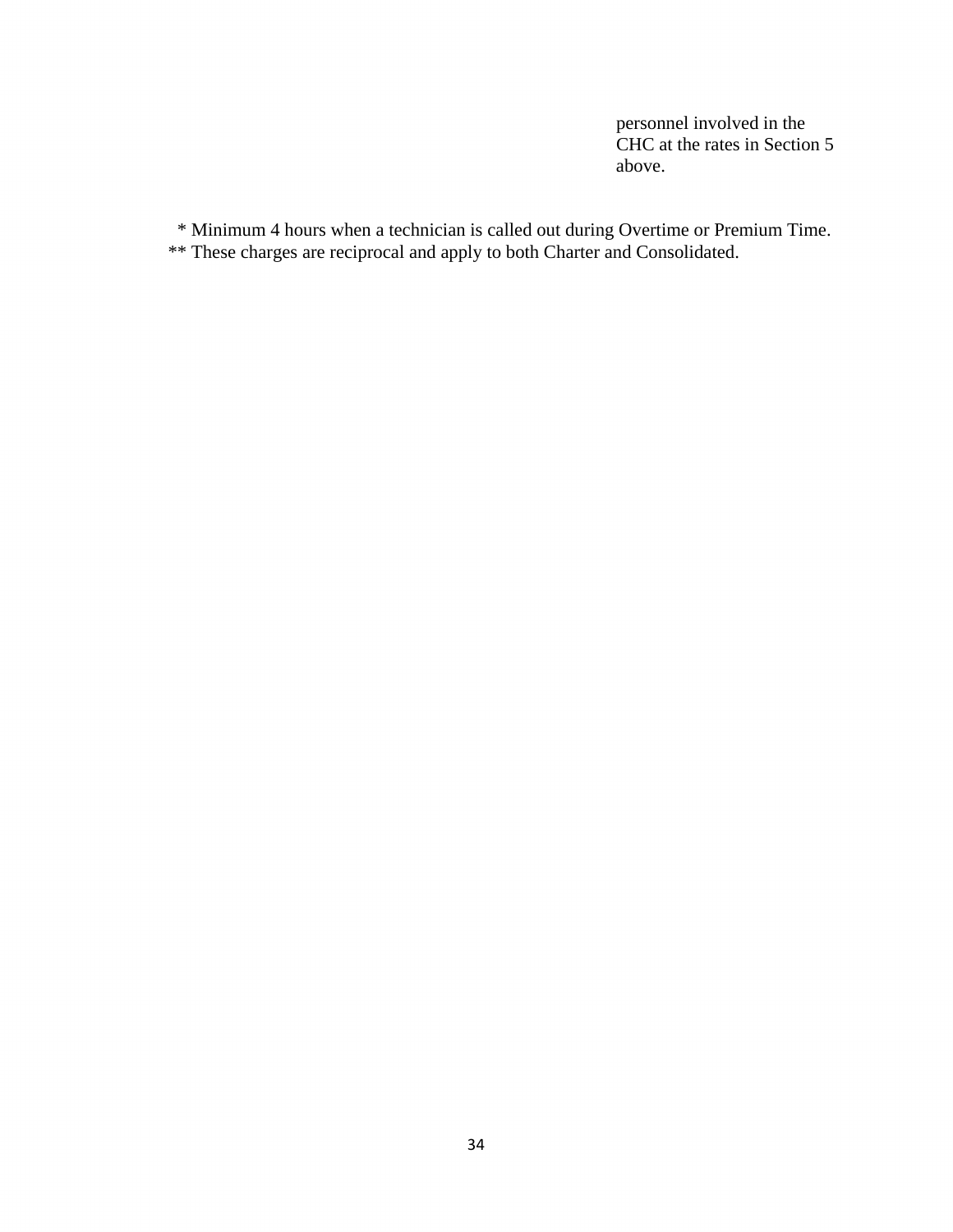personnel involved in the CHC at the rates in Section 5 above.

\* Minimum 4 hours when a technician is called out during Overtime or Premium Time.
\*\* These charges are reciprocal and apply to both Charter and Consolidated.